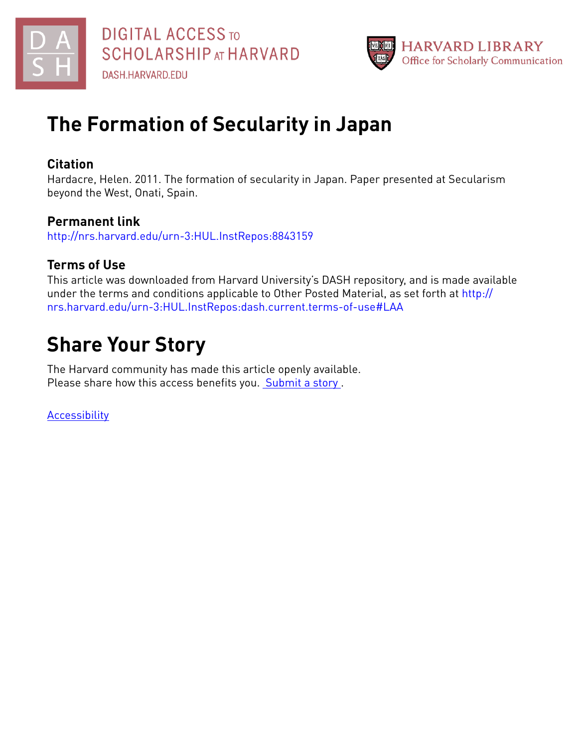DIGITAL ACCESS TO SCHOLARSHIP AT HARVARD
DASH.HARVARD.EDU

HARVARD LIBRARY
Office for Scholarly Communication

# The Formation of Secularity in Japan

## Citation

Hardacre, Helen. 2011. The formation of secularity in Japan. Paper presented at Secularism beyond the West, Onati, Spain.

## Permanent link

http://nrs.harvard.edu/urn-3:HUL.InstRepos:8843159

## Terms of Use

This article was downloaded from Harvard University's DASH repository, and is made available under the terms and conditions applicable to Other Posted Material, as set forth at http://nrs.harvard.edu/urn-3:HUL.InstRepos:dash.current.terms-of-use#LAA

# Share Your Story

The Harvard community has made this article openly available.
Please share how this access benefits you. Submit a story .

Accessibility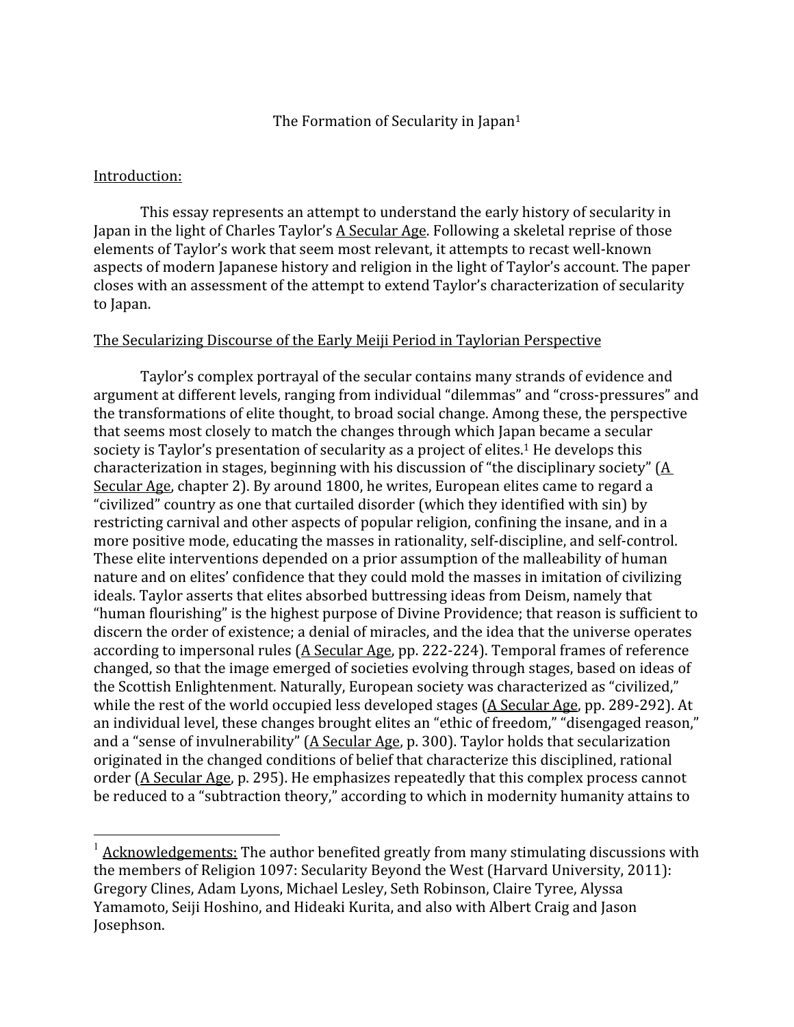The Formation of Secularity in Japan[1]

Introduction:

This essay represents an attempt to understand the early history of secularity in Japan in the light of Charles Taylor's A Secular Age. Following a skeletal reprise of those elements of Taylor's work that seem most relevant, it attempts to recast well-known aspects of modern Japanese history and religion in the light of Taylor's account. The paper closes with an assessment of the attempt to extend Taylor's characterization of secularity to Japan.

The Secularizing Discourse of the Early Meiji Period in Taylorian Perspective

Taylor's complex portrayal of the secular contains many strands of evidence and argument at different levels, ranging from individual "dilemmas" and "cross-pressures" and the transformations of elite thought, to broad social change. Among these, the perspective that seems most closely to match the changes through which Japan became a secular society is Taylor's presentation of secularity as a project of elites.[1] He develops this characterization in stages, beginning with his discussion of "the disciplinary society" (A Secular Age, chapter 2). By around 1800, he writes, European elites came to regard a "civilized" country as one that curtailed disorder (which they identified with sin) by restricting carnival and other aspects of popular religion, confining the insane, and in a more positive mode, educating the masses in rationality, self-discipline, and self-control. These elite interventions depended on a prior assumption of the malleability of human nature and on elites' confidence that they could mold the masses in imitation of civilizing ideals. Taylor asserts that elites absorbed buttressing ideas from Deism, namely that "human flourishing" is the highest purpose of Divine Providence; that reason is sufficient to discern the order of existence; a denial of miracles, and the idea that the universe operates according to impersonal rules (A Secular Age, pp. 222-224). Temporal frames of reference changed, so that the image emerged of societies evolving through stages, based on ideas of the Scottish Enlightenment. Naturally, European society was characterized as "civilized," while the rest of the world occupied less developed stages (A Secular Age, pp. 289-292). At an individual level, these changes brought elites an "ethic of freedom," "disengaged reason," and a "sense of invulnerability" (A Secular Age, p. 300). Taylor holds that secularization originated in the changed conditions of belief that characterize this disciplined, rational order (A Secular Age, p. 295). He emphasizes repeatedly that this complex process cannot be reduced to a "subtraction theory," according to which in modernity humanity attains to

---

[1] Acknowledgements: The author benefited greatly from many stimulating discussions with the members of Religion 1097: Secularity Beyond the West (Harvard University, 2011): Gregory Clines, Adam Lyons, Michael Lesley, Seth Robinson, Claire Tyree, Alyssa Yamamoto, Seiji Hoshino, and Hideaki Kurita, and also with Albert Craig and Jason Josephson.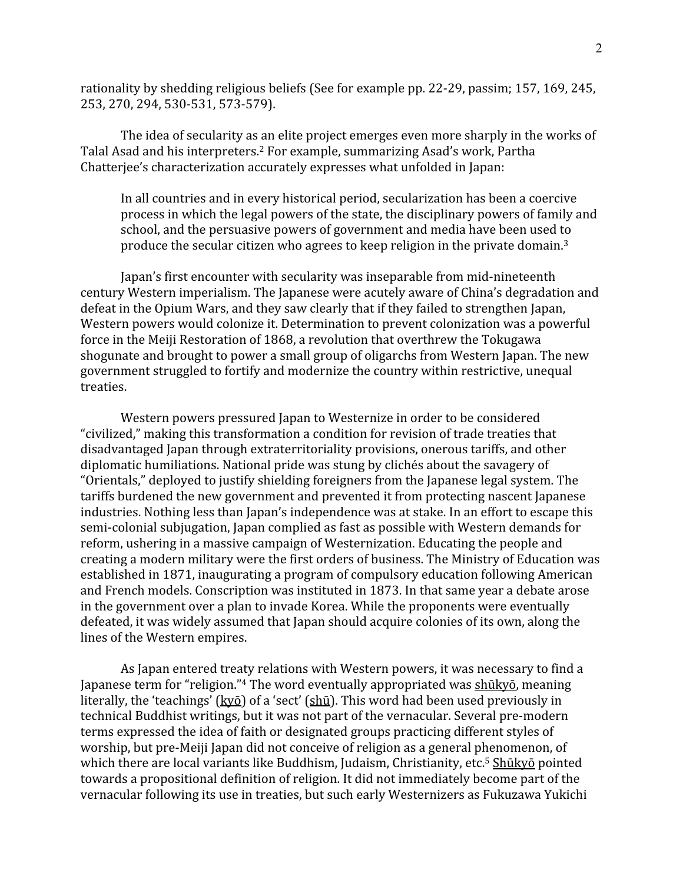rationality by shedding religious beliefs (See for example pp. 22-29, passim; 157, 169, 245, 253, 270, 294, 530-531, 573-579).

The idea of secularity as an elite project emerges even more sharply in the works of Talal Asad and his interpreters.[2] For example, summarizing Asad's work, Partha Chatterjee's characterization accurately expresses what unfolded in Japan:

> In all countries and in every historical period, secularization has been a coercive process in which the legal powers of the state, the disciplinary powers of family and school, and the persuasive powers of government and media have been used to produce the secular citizen who agrees to keep religion in the private domain.[3]

Japan's first encounter with secularity was inseparable from mid-nineteenth century Western imperialism. The Japanese were acutely aware of China's degradation and defeat in the Opium Wars, and they saw clearly that if they failed to strengthen Japan, Western powers would colonize it. Determination to prevent colonization was a powerful force in the Meiji Restoration of 1868, a revolution that overthrew the Tokugawa shogunate and brought to power a small group of oligarchs from Western Japan. The new government struggled to fortify and modernize the country within restrictive, unequal treaties.

Western powers pressured Japan to Westernize in order to be considered "civilized," making this transformation a condition for revision of trade treaties that disadvantaged Japan through extraterritoriality provisions, onerous tariffs, and other diplomatic humiliations. National pride was stung by clichés about the savagery of "Orientals," deployed to justify shielding foreigners from the Japanese legal system. The tariffs burdened the new government and prevented it from protecting nascent Japanese industries. Nothing less than Japan's independence was at stake. In an effort to escape this semi-colonial subjugation, Japan complied as fast as possible with Western demands for reform, ushering in a massive campaign of Westernization. Educating the people and creating a modern military were the first orders of business. The Ministry of Education was established in 1871, inaugurating a program of compulsory education following American and French models. Conscription was instituted in 1873. In that same year a debate arose in the government over a plan to invade Korea. While the proponents were eventually defeated, it was widely assumed that Japan should acquire colonies of its own, along the lines of the Western empires.

As Japan entered treaty relations with Western powers, it was necessary to find a Japanese term for "religion."[4] The word eventually appropriated was <u>shūkyō</u>, meaning literally, the 'teachings' (<u>kyō</u>) of a 'sect' (<u>shū</u>). This word had been used previously in technical Buddhist writings, but it was not part of the vernacular. Several pre-modern terms expressed the idea of faith or designated groups practicing different styles of worship, but pre-Meiji Japan did not conceive of religion as a general phenomenon, of which there are local variants like Buddhism, Judaism, Christianity, etc.[5] <u>Shūkyō</u> pointed towards a propositional definition of religion. It did not immediately become part of the vernacular following its use in treaties, but such early Westernizers as Fukuzawa Yukichi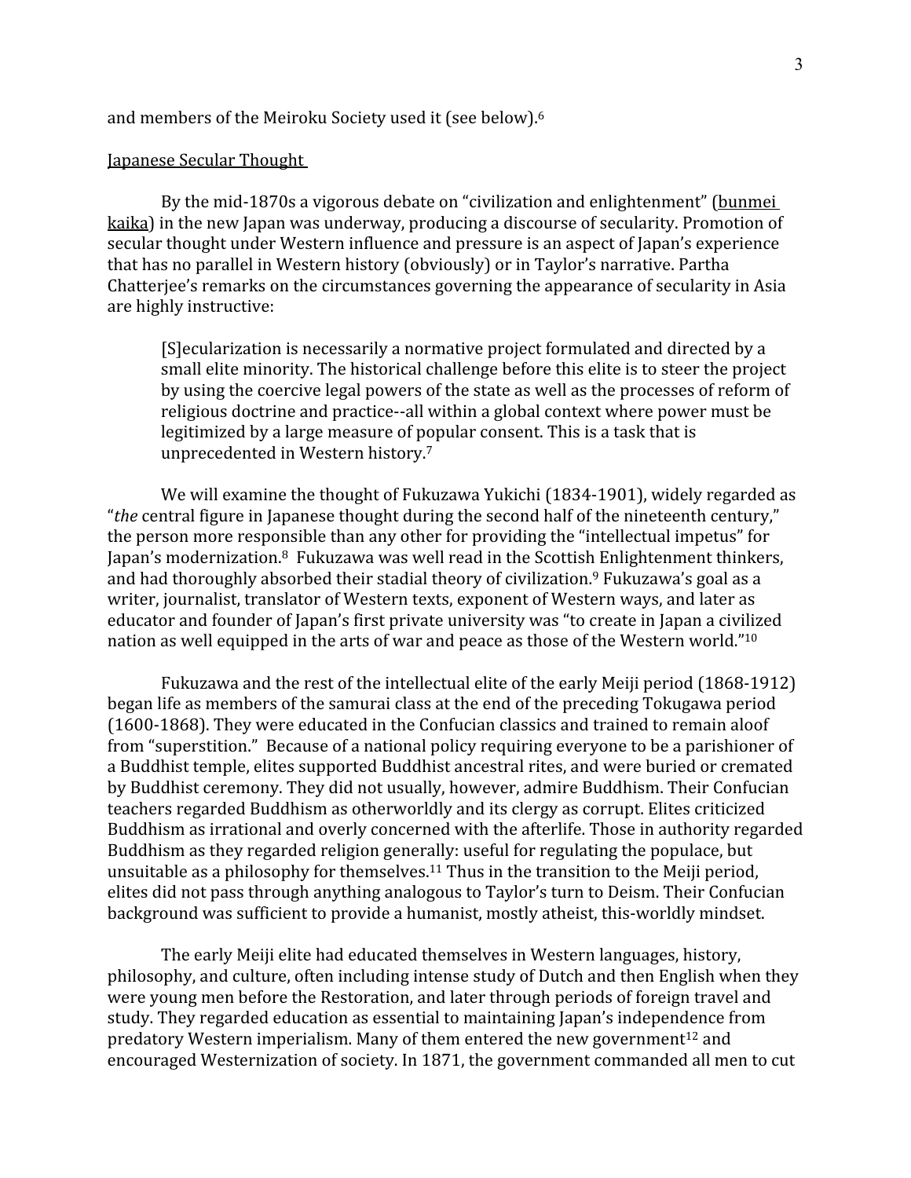and members of the Meiroku Society used it (see below).[6]

Japanese Secular Thought

By the mid-1870s a vigorous debate on "civilization and enlightenment" (bunmei kaika) in the new Japan was underway, producing a discourse of secularity. Promotion of secular thought under Western influence and pressure is an aspect of Japan's experience that has no parallel in Western history (obviously) or in Taylor's narrative. Partha Chatterjee's remarks on the circumstances governing the appearance of secularity in Asia are highly instructive:

> [S]ecularization is necessarily a normative project formulated and directed by a small elite minority. The historical challenge before this elite is to steer the project by using the coercive legal powers of the state as well as the processes of reform of religious doctrine and practice--all within a global context where power must be legitimized by a large measure of popular consent. This is a task that is unprecedented in Western history.[7]

We will examine the thought of Fukuzawa Yukichi (1834-1901), widely regarded as "*the* central figure in Japanese thought during the second half of the nineteenth century," the person more responsible than any other for providing the "intellectual impetus" for Japan's modernization.[8] Fukuzawa was well read in the Scottish Enlightenment thinkers, and had thoroughly absorbed their stadial theory of civilization.[9] Fukuzawa's goal as a writer, journalist, translator of Western texts, exponent of Western ways, and later as educator and founder of Japan's first private university was "to create in Japan a civilized nation as well equipped in the arts of war and peace as those of the Western world."[10]

Fukuzawa and the rest of the intellectual elite of the early Meiji period (1868-1912) began life as members of the samurai class at the end of the preceding Tokugawa period (1600-1868). They were educated in the Confucian classics and trained to remain aloof from "superstition." Because of a national policy requiring everyone to be a parishioner of a Buddhist temple, elites supported Buddhist ancestral rites, and were buried or cremated by Buddhist ceremony. They did not usually, however, admire Buddhism. Their Confucian teachers regarded Buddhism as otherworldly and its clergy as corrupt. Elites criticized Buddhism as irrational and overly concerned with the afterlife. Those in authority regarded Buddhism as they regarded religion generally: useful for regulating the populace, but unsuitable as a philosophy for themselves.[11] Thus in the transition to the Meiji period, elites did not pass through anything analogous to Taylor's turn to Deism. Their Confucian background was sufficient to provide a humanist, mostly atheist, this-worldly mindset.

The early Meiji elite had educated themselves in Western languages, history, philosophy, and culture, often including intense study of Dutch and then English when they were young men before the Restoration, and later through periods of foreign travel and study. They regarded education as essential to maintaining Japan's independence from predatory Western imperialism. Many of them entered the new government[12] and encouraged Westernization of society. In 1871, the government commanded all men to cut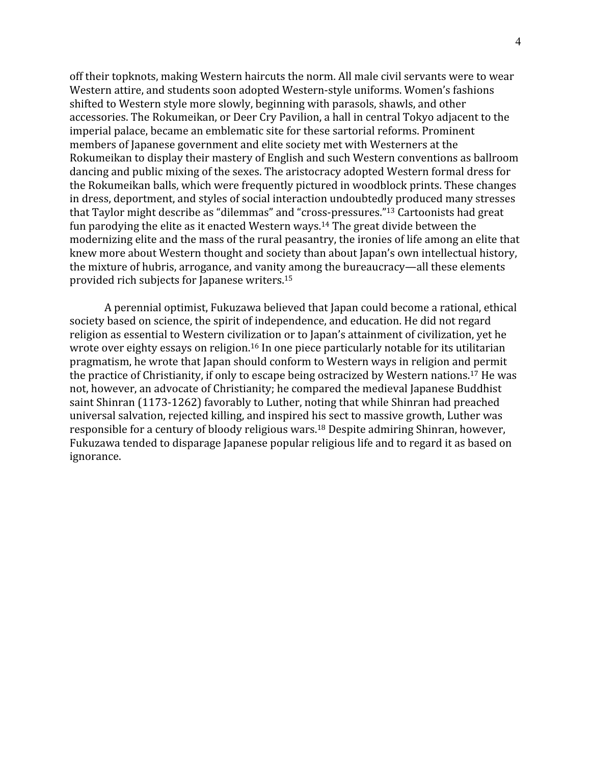off their topknots, making Western haircuts the norm. All male civil servants were to wear Western attire, and students soon adopted Western-style uniforms. Women's fashions shifted to Western style more slowly, beginning with parasols, shawls, and other accessories. The Rokumeikan, or Deer Cry Pavilion, a hall in central Tokyo adjacent to the imperial palace, became an emblematic site for these sartorial reforms. Prominent members of Japanese government and elite society met with Westerners at the Rokumeikan to display their mastery of English and such Western conventions as ballroom dancing and public mixing of the sexes. The aristocracy adopted Western formal dress for the Rokumeikan balls, which were frequently pictured in woodblock prints. These changes in dress, deportment, and styles of social interaction undoubtedly produced many stresses that Taylor might describe as "dilemmas" and "cross-pressures."[13] Cartoonists had great fun parodying the elite as it enacted Western ways.[14] The great divide between the modernizing elite and the mass of the rural peasantry, the ironies of life among an elite that knew more about Western thought and society than about Japan's own intellectual history, the mixture of hubris, arrogance, and vanity among the bureaucracy—all these elements provided rich subjects for Japanese writers.[15]

A perennial optimist, Fukuzawa believed that Japan could become a rational, ethical society based on science, the spirit of independence, and education. He did not regard religion as essential to Western civilization or to Japan's attainment of civilization, yet he wrote over eighty essays on religion.[16] In one piece particularly notable for its utilitarian pragmatism, he wrote that Japan should conform to Western ways in religion and permit the practice of Christianity, if only to escape being ostracized by Western nations.[17] He was not, however, an advocate of Christianity; he compared the medieval Japanese Buddhist saint Shinran (1173-1262) favorably to Luther, noting that while Shinran had preached universal salvation, rejected killing, and inspired his sect to massive growth, Luther was responsible for a century of bloody religious wars.[18] Despite admiring Shinran, however, Fukuzawa tended to disparage Japanese popular religious life and to regard it as based on ignorance.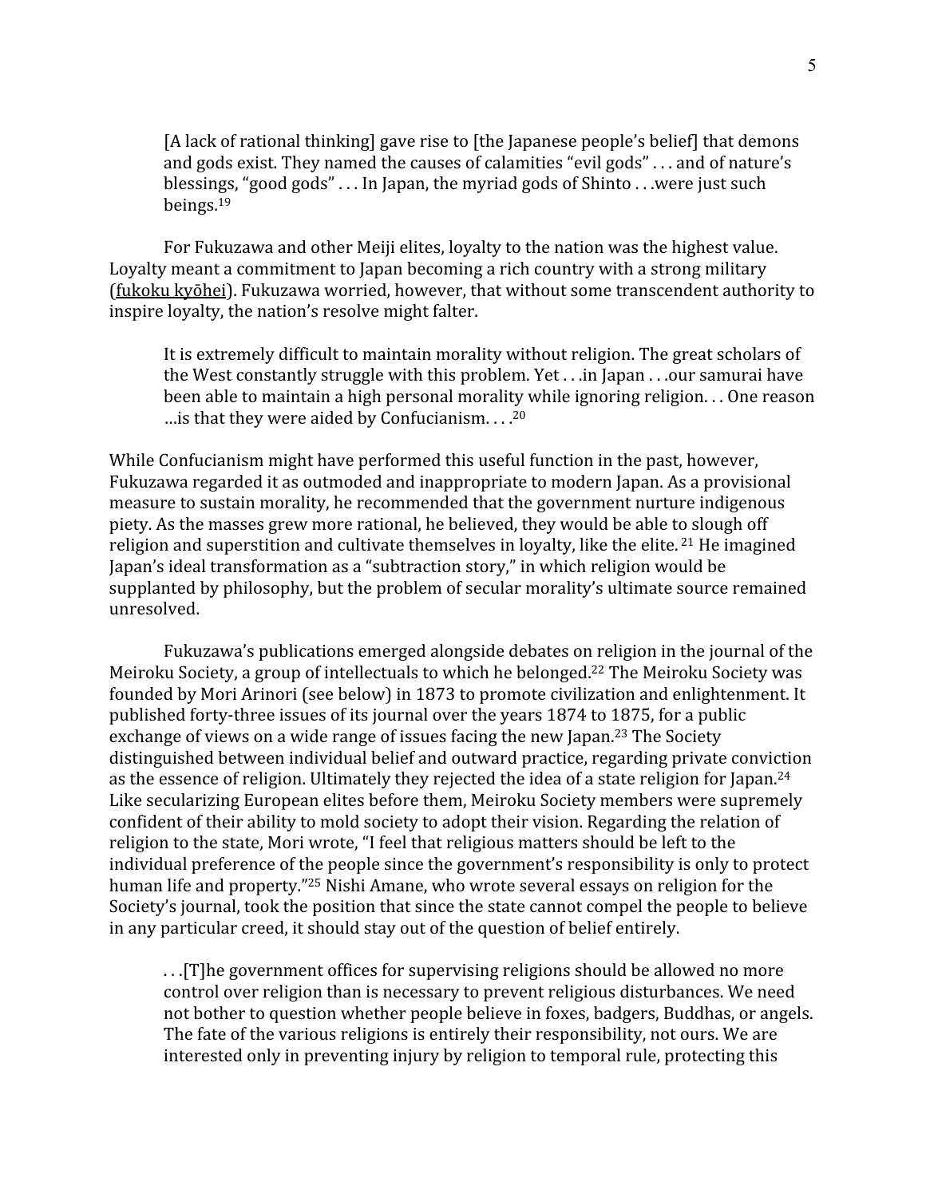> [A lack of rational thinking] gave rise to [the Japanese people's belief] that demons and gods exist. They named the causes of calamities "evil gods" . . . and of nature's blessings, "good gods" . . . In Japan, the myriad gods of Shinto . . .were just such beings.[19]

For Fukuzawa and other Meiji elites, loyalty to the nation was the highest value. Loyalty meant a commitment to Japan becoming a rich country with a strong military (fukoku kyōhei). Fukuzawa worried, however, that without some transcendent authority to inspire loyalty, the nation's resolve might falter.

> It is extremely difficult to maintain morality without religion. The great scholars of the West constantly struggle with this problem. Yet . . .in Japan . . .our samurai have been able to maintain a high personal morality while ignoring religion. . . One reason …is that they were aided by Confucianism. . . .[20]

While Confucianism might have performed this useful function in the past, however, Fukuzawa regarded it as outmoded and inappropriate to modern Japan. As a provisional measure to sustain morality, he recommended that the government nurture indigenous piety. As the masses grew more rational, he believed, they would be able to slough off religion and superstition and cultivate themselves in loyalty, like the elite.[21] He imagined Japan's ideal transformation as a "subtraction story," in which religion would be supplanted by philosophy, but the problem of secular morality's ultimate source remained unresolved.

Fukuzawa's publications emerged alongside debates on religion in the journal of the Meiroku Society, a group of intellectuals to which he belonged.[22] The Meiroku Society was founded by Mori Arinori (see below) in 1873 to promote civilization and enlightenment. It published forty-three issues of its journal over the years 1874 to 1875, for a public exchange of views on a wide range of issues facing the new Japan.[23] The Society distinguished between individual belief and outward practice, regarding private conviction as the essence of religion. Ultimately they rejected the idea of a state religion for Japan.[24] Like secularizing European elites before them, Meiroku Society members were supremely confident of their ability to mold society to adopt their vision. Regarding the relation of religion to the state, Mori wrote, "I feel that religious matters should be left to the individual preference of the people since the government's responsibility is only to protect human life and property."[25] Nishi Amane, who wrote several essays on religion for the Society's journal, took the position that since the state cannot compel the people to believe in any particular creed, it should stay out of the question of belief entirely.

> . . .[T]he government offices for supervising religions should be allowed no more control over religion than is necessary to prevent religious disturbances. We need not bother to question whether people believe in foxes, badgers, Buddhas, or angels. The fate of the various religions is entirely their responsibility, not ours. We are interested only in preventing injury by religion to temporal rule, protecting this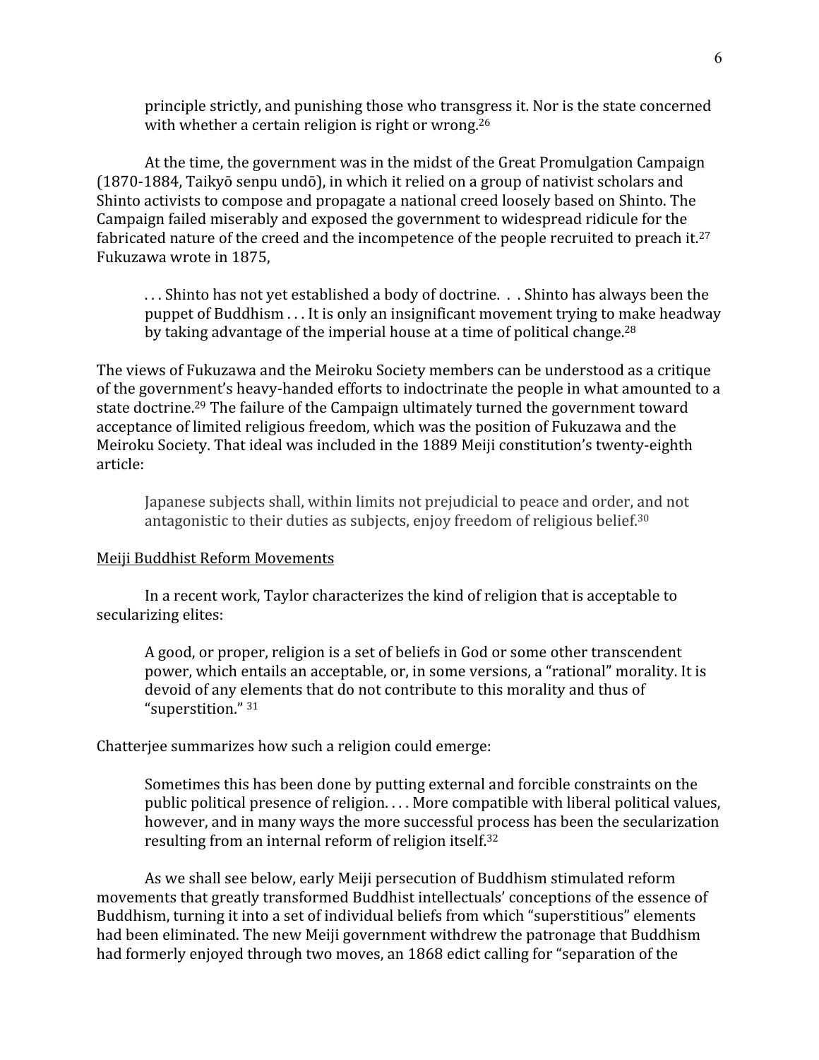> principle strictly, and punishing those who transgress it. Nor is the state concerned with whether a certain religion is right or wrong.[26]

At the time, the government was in the midst of the Great Promulgation Campaign (1870-1884, Taikyō senpu undō), in which it relied on a group of nativist scholars and Shinto activists to compose and propagate a national creed loosely based on Shinto. The Campaign failed miserably and exposed the government to widespread ridicule for the fabricated nature of the creed and the incompetence of the people recruited to preach it.[27] Fukuzawa wrote in 1875,

> . . . Shinto has not yet established a body of doctrine. . . Shinto has always been the puppet of Buddhism . . . It is only an insignificant movement trying to make headway by taking advantage of the imperial house at a time of political change.[28]

The views of Fukuzawa and the Meiroku Society members can be understood as a critique of the government's heavy-handed efforts to indoctrinate the people in what amounted to a state doctrine.[29] The failure of the Campaign ultimately turned the government toward acceptance of limited religious freedom, which was the position of Fukuzawa and the Meiroku Society. That ideal was included in the 1889 Meiji constitution's twenty-eighth article:

> Japanese subjects shall, within limits not prejudicial to peace and order, and not antagonistic to their duties as subjects, enjoy freedom of religious belief.[30]

## Meiji Buddhist Reform Movements

In a recent work, Taylor characterizes the kind of religion that is acceptable to secularizing elites:

> A good, or proper, religion is a set of beliefs in God or some other transcendent power, which entails an acceptable, or, in some versions, a "rational" morality. It is devoid of any elements that do not contribute to this morality and thus of "superstition." [31]

Chatterjee summarizes how such a religion could emerge:

> Sometimes this has been done by putting external and forcible constraints on the public political presence of religion. . . . More compatible with liberal political values, however, and in many ways the more successful process has been the secularization resulting from an internal reform of religion itself.[32]

As we shall see below, early Meiji persecution of Buddhism stimulated reform movements that greatly transformed Buddhist intellectuals' conceptions of the essence of Buddhism, turning it into a set of individual beliefs from which "superstitious" elements had been eliminated. The new Meiji government withdrew the patronage that Buddhism had formerly enjoyed through two moves, an 1868 edict calling for "separation of the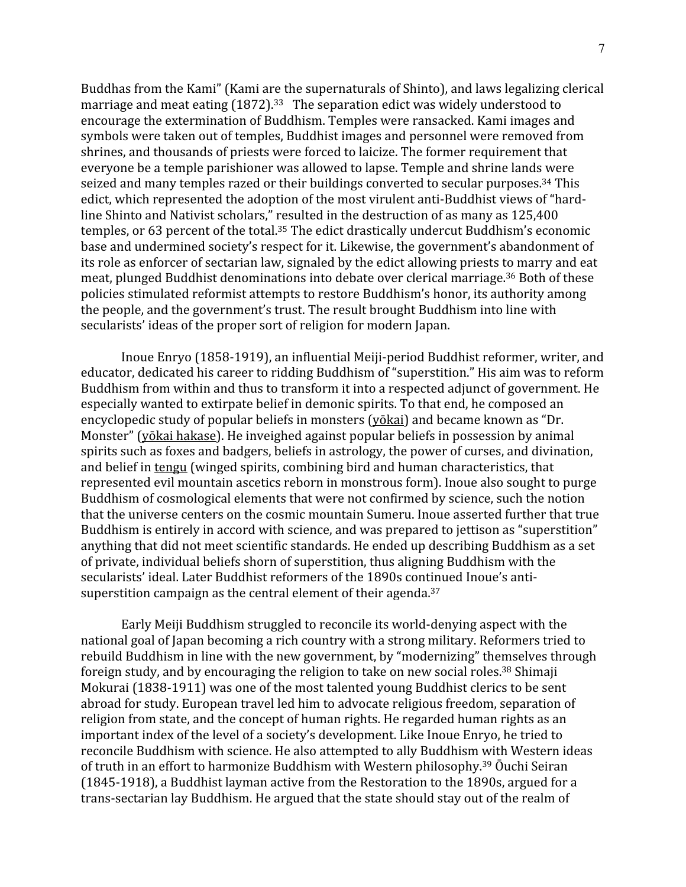Buddhas from the Kami" (Kami are the supernaturals of Shinto), and laws legalizing clerical marriage and meat eating (1872).[33] The separation edict was widely understood to encourage the extermination of Buddhism. Temples were ransacked. Kami images and symbols were taken out of temples, Buddhist images and personnel were removed from shrines, and thousands of priests were forced to laicize. The former requirement that everyone be a temple parishioner was allowed to lapse. Temple and shrine lands were seized and many temples razed or their buildings converted to secular purposes.[34] This edict, which represented the adoption of the most virulent anti-Buddhist views of "hard-line Shinto and Nativist scholars," resulted in the destruction of as many as 125,400 temples, or 63 percent of the total.[35] The edict drastically undercut Buddhism's economic base and undermined society's respect for it. Likewise, the government's abandonment of its role as enforcer of sectarian law, signaled by the edict allowing priests to marry and eat meat, plunged Buddhist denominations into debate over clerical marriage.[36] Both of these policies stimulated reformist attempts to restore Buddhism's honor, its authority among the people, and the government's trust. The result brought Buddhism into line with secularists' ideas of the proper sort of religion for modern Japan.

Inoue Enryo (1858-1919), an influential Meiji-period Buddhist reformer, writer, and educator, dedicated his career to ridding Buddhism of "superstition." His aim was to reform Buddhism from within and thus to transform it into a respected adjunct of government. He especially wanted to extirpate belief in demonic spirits. To that end, he composed an encyclopedic study of popular beliefs in monsters (yōkai) and became known as "Dr. Monster" (yōkai hakase). He inveighed against popular beliefs in possession by animal spirits such as foxes and badgers, beliefs in astrology, the power of curses, and divination, and belief in tengu (winged spirits, combining bird and human characteristics, that represented evil mountain ascetics reborn in monstrous form). Inoue also sought to purge Buddhism of cosmological elements that were not confirmed by science, such the notion that the universe centers on the cosmic mountain Sumeru. Inoue asserted further that true Buddhism is entirely in accord with science, and was prepared to jettison as "superstition" anything that did not meet scientific standards. He ended up describing Buddhism as a set of private, individual beliefs shorn of superstition, thus aligning Buddhism with the secularists' ideal. Later Buddhist reformers of the 1890s continued Inoue's anti-superstition campaign as the central element of their agenda.[37]

Early Meiji Buddhism struggled to reconcile its world-denying aspect with the national goal of Japan becoming a rich country with a strong military. Reformers tried to rebuild Buddhism in line with the new government, by "modernizing" themselves through foreign study, and by encouraging the religion to take on new social roles.[38] Shimaji Mokurai (1838-1911) was one of the most talented young Buddhist clerics to be sent abroad for study. European travel led him to advocate religious freedom, separation of religion from state, and the concept of human rights. He regarded human rights as an important index of the level of a society's development. Like Inoue Enryo, he tried to reconcile Buddhism with science. He also attempted to ally Buddhism with Western ideas of truth in an effort to harmonize Buddhism with Western philosophy.[39] Ōuchi Seiran (1845-1918), a Buddhist layman active from the Restoration to the 1890s, argued for a trans-sectarian lay Buddhism. He argued that the state should stay out of the realm of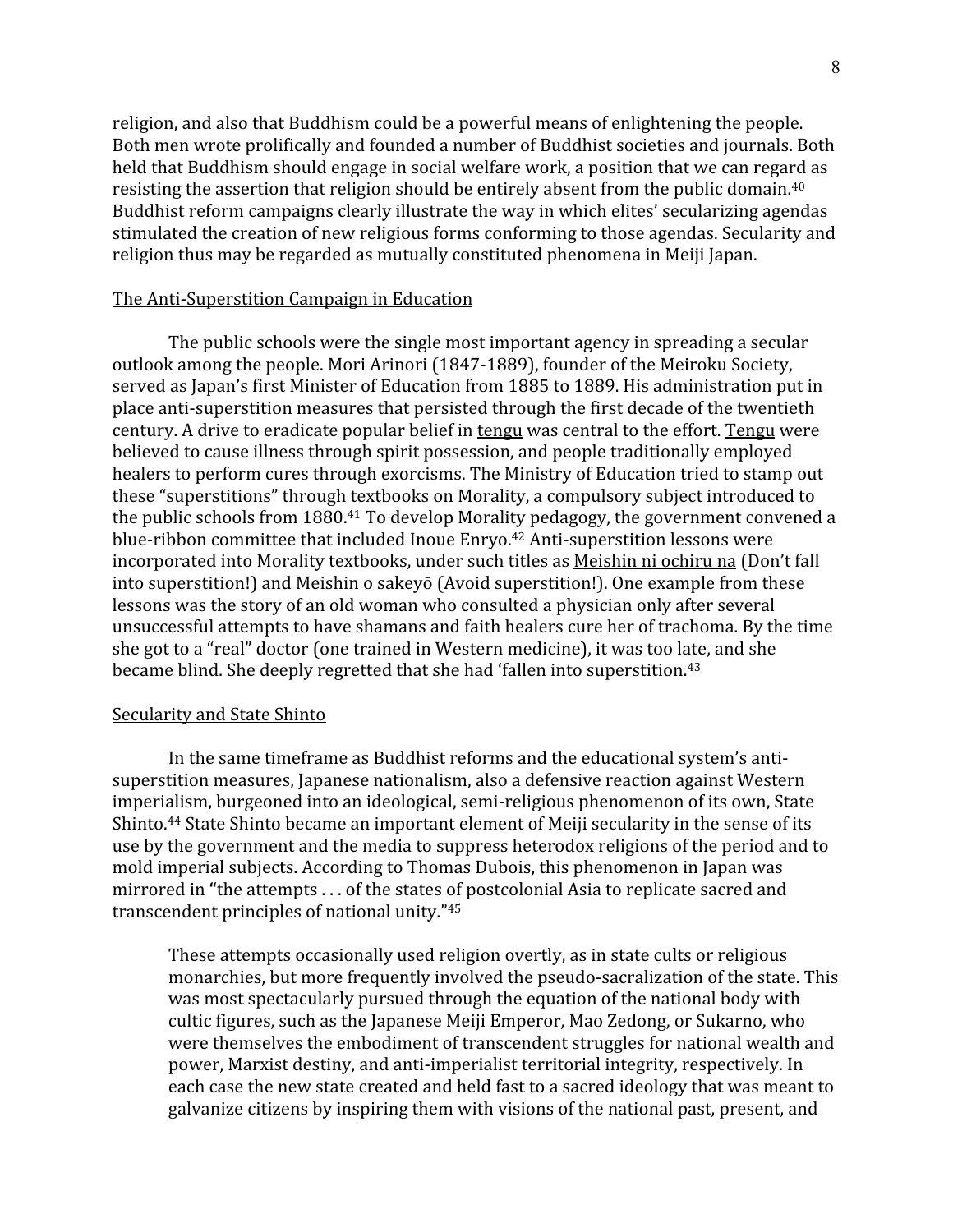religion, and also that Buddhism could be a powerful means of enlightening the people. Both men wrote prolifically and founded a number of Buddhist societies and journals. Both held that Buddhism should engage in social welfare work, a position that we can regard as resisting the assertion that religion should be entirely absent from the public domain.[40] Buddhist reform campaigns clearly illustrate the way in which elites' secularizing agendas stimulated the creation of new religious forms conforming to those agendas. Secularity and religion thus may be regarded as mutually constituted phenomena in Meiji Japan.

## The Anti-Superstition Campaign in Education

The public schools were the single most important agency in spreading a secular outlook among the people. Mori Arinori (1847-1889), founder of the Meiroku Society, served as Japan's first Minister of Education from 1885 to 1889. His administration put in place anti-superstition measures that persisted through the first decade of the twentieth century. A drive to eradicate popular belief in tengu was central to the effort. Tengu were believed to cause illness through spirit possession, and people traditionally employed healers to perform cures through exorcisms. The Ministry of Education tried to stamp out these "superstitions" through textbooks on Morality, a compulsory subject introduced to the public schools from 1880.[41] To develop Morality pedagogy, the government convened a blue-ribbon committee that included Inoue Enryo.[42] Anti-superstition lessons were incorporated into Morality textbooks, under such titles as Meishin ni ochiru na (Don't fall into superstition!) and Meishin o sakeyō (Avoid superstition!). One example from these lessons was the story of an old woman who consulted a physician only after several unsuccessful attempts to have shamans and faith healers cure her of trachoma. By the time she got to a "real" doctor (one trained in Western medicine), it was too late, and she became blind. She deeply regretted that she had 'fallen into superstition.[43]

## Secularity and State Shinto

In the same timeframe as Buddhist reforms and the educational system's anti-superstition measures, Japanese nationalism, also a defensive reaction against Western imperialism, burgeoned into an ideological, semi-religious phenomenon of its own, State Shinto.[44] State Shinto became an important element of Meiji secularity in the sense of its use by the government and the media to suppress heterodox religions of the period and to mold imperial subjects. According to Thomas Dubois, this phenomenon in Japan was mirrored in **"**the attempts . . . of the states of postcolonial Asia to replicate sacred and transcendent principles of national unity."[45]

> These attempts occasionally used religion overtly, as in state cults or religious monarchies, but more frequently involved the pseudo-sacralization of the state. This was most spectacularly pursued through the equation of the national body with cultic figures, such as the Japanese Meiji Emperor, Mao Zedong, or Sukarno, who were themselves the embodiment of transcendent struggles for national wealth and power, Marxist destiny, and anti-imperialist territorial integrity, respectively. In each case the new state created and held fast to a sacred ideology that was meant to galvanize citizens by inspiring them with visions of the national past, present, and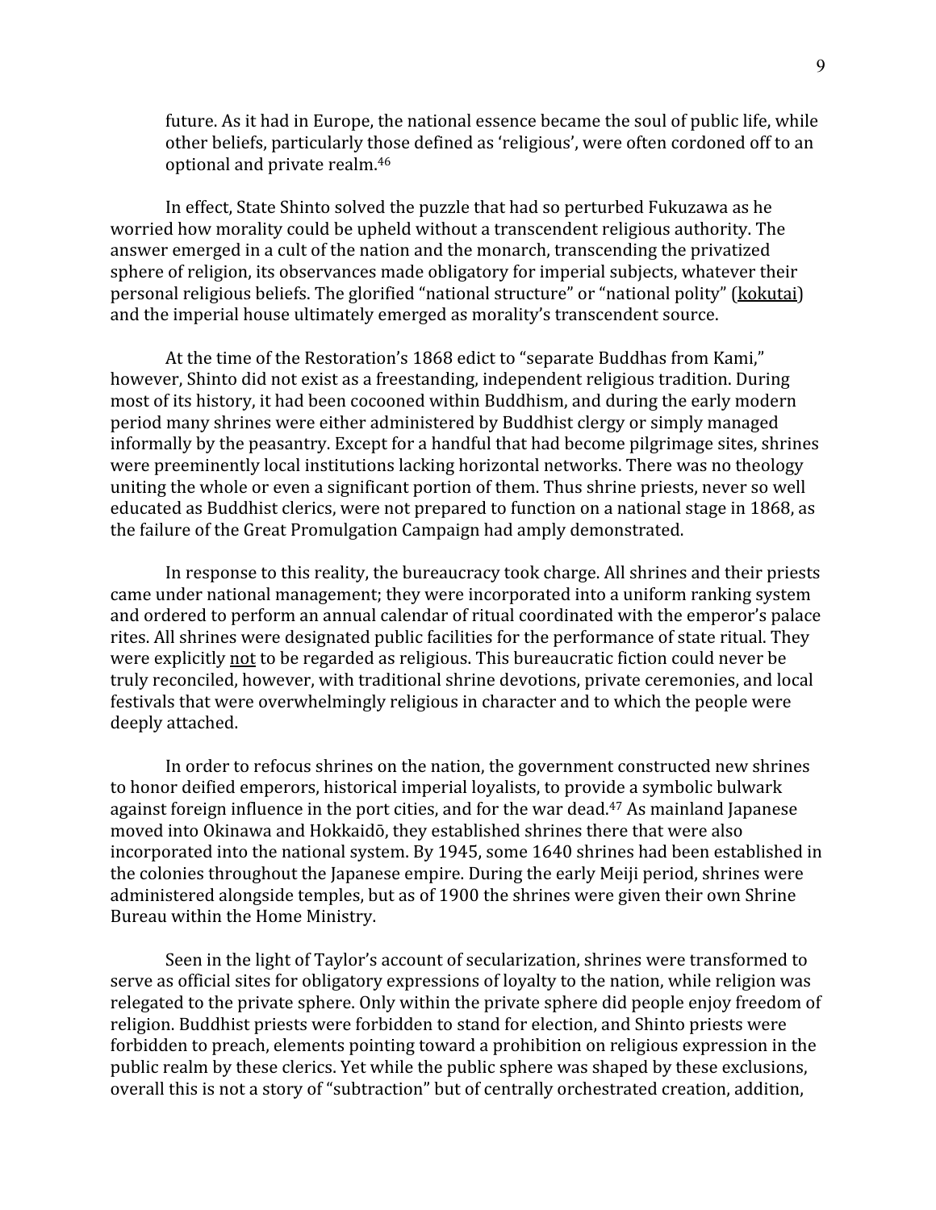future. As it had in Europe, the national essence became the soul of public life, while other beliefs, particularly those defined as 'religious', were often cordoned off to an optional and private realm.[46]

In effect, State Shinto solved the puzzle that had so perturbed Fukuzawa as he worried how morality could be upheld without a transcendent religious authority. The answer emerged in a cult of the nation and the monarch, transcending the privatized sphere of religion, its observances made obligatory for imperial subjects, whatever their personal religious beliefs. The glorified "national structure" or "national polity" (<u>kokutai</u>) and the imperial house ultimately emerged as morality's transcendent source.

At the time of the Restoration's 1868 edict to "separate Buddhas from Kami," however, Shinto did not exist as a freestanding, independent religious tradition. During most of its history, it had been cocooned within Buddhism, and during the early modern period many shrines were either administered by Buddhist clergy or simply managed informally by the peasantry. Except for a handful that had become pilgrimage sites, shrines were preeminently local institutions lacking horizontal networks. There was no theology uniting the whole or even a significant portion of them. Thus shrine priests, never so well educated as Buddhist clerics, were not prepared to function on a national stage in 1868, as the failure of the Great Promulgation Campaign had amply demonstrated.

In response to this reality, the bureaucracy took charge. All shrines and their priests came under national management; they were incorporated into a uniform ranking system and ordered to perform an annual calendar of ritual coordinated with the emperor's palace rites. All shrines were designated public facilities for the performance of state ritual. They were explicitly <u>not</u> to be regarded as religious. This bureaucratic fiction could never be truly reconciled, however, with traditional shrine devotions, private ceremonies, and local festivals that were overwhelmingly religious in character and to which the people were deeply attached.

In order to refocus shrines on the nation, the government constructed new shrines to honor deified emperors, historical imperial loyalists, to provide a symbolic bulwark against foreign influence in the port cities, and for the war dead.[47] As mainland Japanese moved into Okinawa and Hokkaidō, they established shrines there that were also incorporated into the national system. By 1945, some 1640 shrines had been established in the colonies throughout the Japanese empire. During the early Meiji period, shrines were administered alongside temples, but as of 1900 the shrines were given their own Shrine Bureau within the Home Ministry.

Seen in the light of Taylor's account of secularization, shrines were transformed to serve as official sites for obligatory expressions of loyalty to the nation, while religion was relegated to the private sphere. Only within the private sphere did people enjoy freedom of religion. Buddhist priests were forbidden to stand for election, and Shinto priests were forbidden to preach, elements pointing toward a prohibition on religious expression in the public realm by these clerics. Yet while the public sphere was shaped by these exclusions, overall this is not a story of "subtraction" but of centrally orchestrated creation, addition,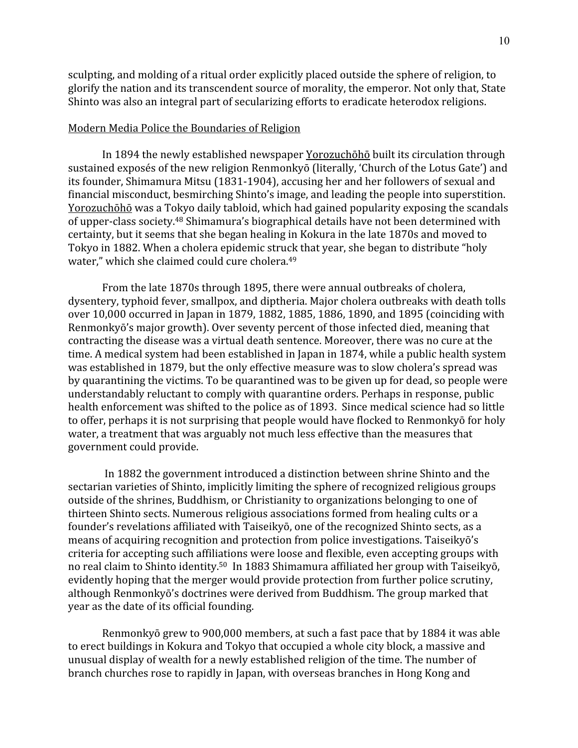sculpting, and molding of a ritual order explicitly placed outside the sphere of religion, to glorify the nation and its transcendent source of morality, the emperor. Not only that, State Shinto was also an integral part of secularizing efforts to eradicate heterodox religions.

Modern Media Police the Boundaries of Religion

In 1894 the newly established newspaper Yorozuchōhō built its circulation through sustained exposés of the new religion Renmonkyō (literally, 'Church of the Lotus Gate') and its founder, Shimamura Mitsu (1831-1904), accusing her and her followers of sexual and financial misconduct, besmirching Shinto's image, and leading the people into superstition. Yorozuchōhō was a Tokyo daily tabloid, which had gained popularity exposing the scandals of upper-class society.[48] Shimamura's biographical details have not been determined with certainty, but it seems that she began healing in Kokura in the late 1870s and moved to Tokyo in 1882. When a cholera epidemic struck that year, she began to distribute "holy water," which she claimed could cure cholera.[49]

From the late 1870s through 1895, there were annual outbreaks of cholera, dysentery, typhoid fever, smallpox, and diptheria. Major cholera outbreaks with death tolls over 10,000 occurred in Japan in 1879, 1882, 1885, 1886, 1890, and 1895 (coinciding with Renmonkyō's major growth). Over seventy percent of those infected died, meaning that contracting the disease was a virtual death sentence. Moreover, there was no cure at the time. A medical system had been established in Japan in 1874, while a public health system was established in 1879, but the only effective measure was to slow cholera's spread was by quarantining the victims. To be quarantined was to be given up for dead, so people were understandably reluctant to comply with quarantine orders. Perhaps in response, public health enforcement was shifted to the police as of 1893. Since medical science had so little to offer, perhaps it is not surprising that people would have flocked to Renmonkyō for holy water, a treatment that was arguably not much less effective than the measures that government could provide.

In 1882 the government introduced a distinction between shrine Shinto and the sectarian varieties of Shinto, implicitly limiting the sphere of recognized religious groups outside of the shrines, Buddhism, or Christianity to organizations belonging to one of thirteen Shinto sects. Numerous religious associations formed from healing cults or a founder's revelations affiliated with Taiseikyō, one of the recognized Shinto sects, as a means of acquiring recognition and protection from police investigations. Taiseikyō's criteria for accepting such affiliations were loose and flexible, even accepting groups with no real claim to Shinto identity.[50] In 1883 Shimamura affiliated her group with Taiseikyō, evidently hoping that the merger would provide protection from further police scrutiny, although Renmonkyō's doctrines were derived from Buddhism. The group marked that year as the date of its official founding.

Renmonkyō grew to 900,000 members, at such a fast pace that by 1884 it was able to erect buildings in Kokura and Tokyo that occupied a whole city block, a massive and unusual display of wealth for a newly established religion of the time. The number of branch churches rose to rapidly in Japan, with overseas branches in Hong Kong and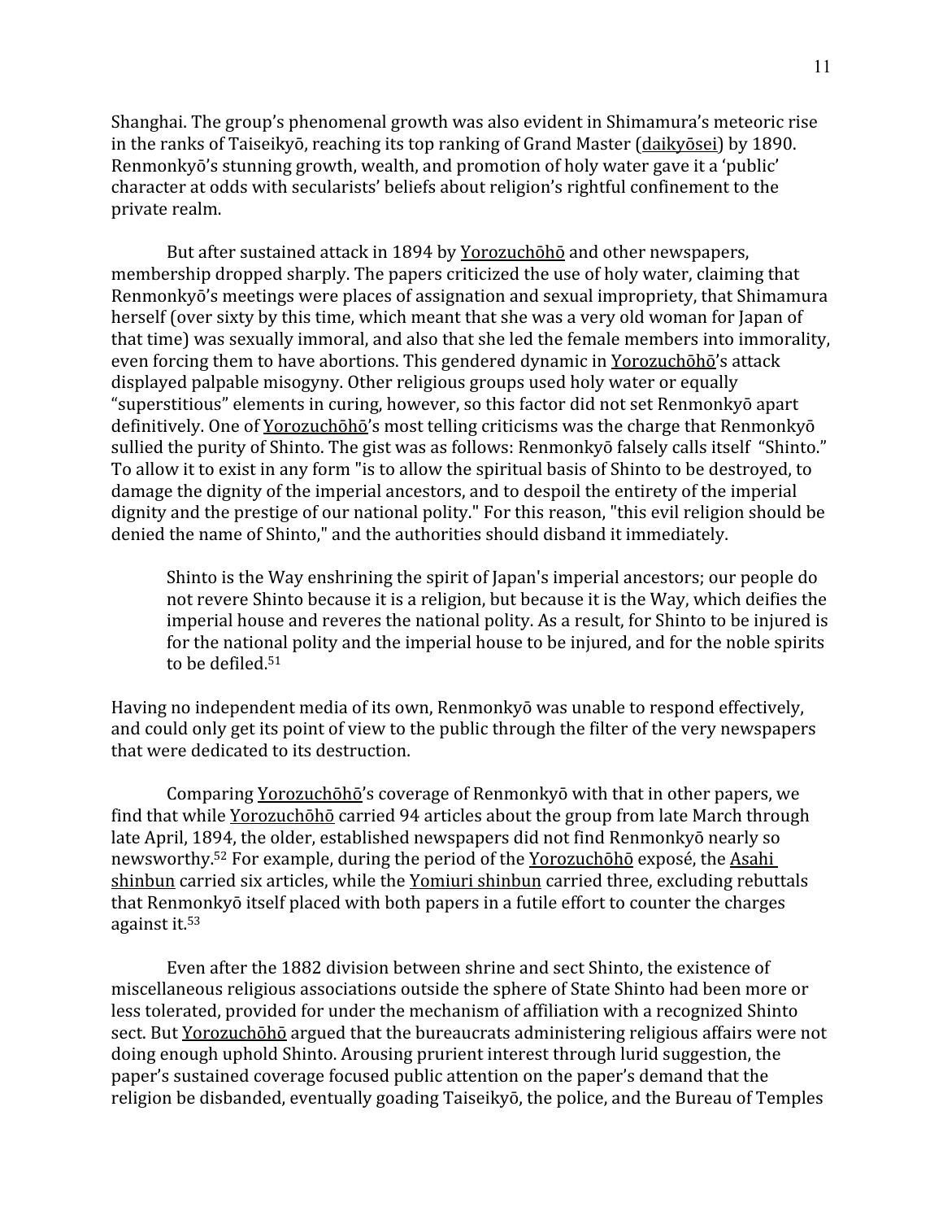Shanghai. The group's phenomenal growth was also evident in Shimamura's meteoric rise in the ranks of Taiseikyō, reaching its top ranking of Grand Master (daikyōsei) by 1890. Renmonkyō's stunning growth, wealth, and promotion of holy water gave it a 'public' character at odds with secularists' beliefs about religion's rightful confinement to the private realm.

But after sustained attack in 1894 by Yorozuchōhō and other newspapers, membership dropped sharply. The papers criticized the use of holy water, claiming that Renmonkyō's meetings were places of assignation and sexual impropriety, that Shimamura herself (over sixty by this time, which meant that she was a very old woman for Japan of that time) was sexually immoral, and also that she led the female members into immorality, even forcing them to have abortions. This gendered dynamic in Yorozuchōhō's attack displayed palpable misogyny. Other religious groups used holy water or equally "superstitious" elements in curing, however, so this factor did not set Renmonkyō apart definitively. One of Yorozuchōhō's most telling criticisms was the charge that Renmonkyō sullied the purity of Shinto. The gist was as follows: Renmonkyō falsely calls itself "Shinto." To allow it to exist in any form "is to allow the spiritual basis of Shinto to be destroyed, to damage the dignity of the imperial ancestors, and to despoil the entirety of the imperial dignity and the prestige of our national polity." For this reason, "this evil religion should be denied the name of Shinto," and the authorities should disband it immediately.

> Shinto is the Way enshrining the spirit of Japan's imperial ancestors; our people do not revere Shinto because it is a religion, but because it is the Way, which deifies the imperial house and reveres the national polity. As a result, for Shinto to be injured is for the national polity and the imperial house to be injured, and for the noble spirits to be defiled.[51]

Having no independent media of its own, Renmonkyō was unable to respond effectively, and could only get its point of view to the public through the filter of the very newspapers that were dedicated to its destruction.

Comparing Yorozuchōhō's coverage of Renmonkyō with that in other papers, we find that while Yorozuchōhō carried 94 articles about the group from late March through late April, 1894, the older, established newspapers did not find Renmonkyō nearly so newsworthy.[52] For example, during the period of the Yorozuchōhō exposé, the Asahi shinbun carried six articles, while the Yomiuri shinbun carried three, excluding rebuttals that Renmonkyō itself placed with both papers in a futile effort to counter the charges against it.[53]

Even after the 1882 division between shrine and sect Shinto, the existence of miscellaneous religious associations outside the sphere of State Shinto had been more or less tolerated, provided for under the mechanism of affiliation with a recognized Shinto sect. But Yorozuchōhō argued that the bureaucrats administering religious affairs were not doing enough uphold Shinto. Arousing prurient interest through lurid suggestion, the paper's sustained coverage focused public attention on the paper's demand that the religion be disbanded, eventually goading Taiseikyō, the police, and the Bureau of Temples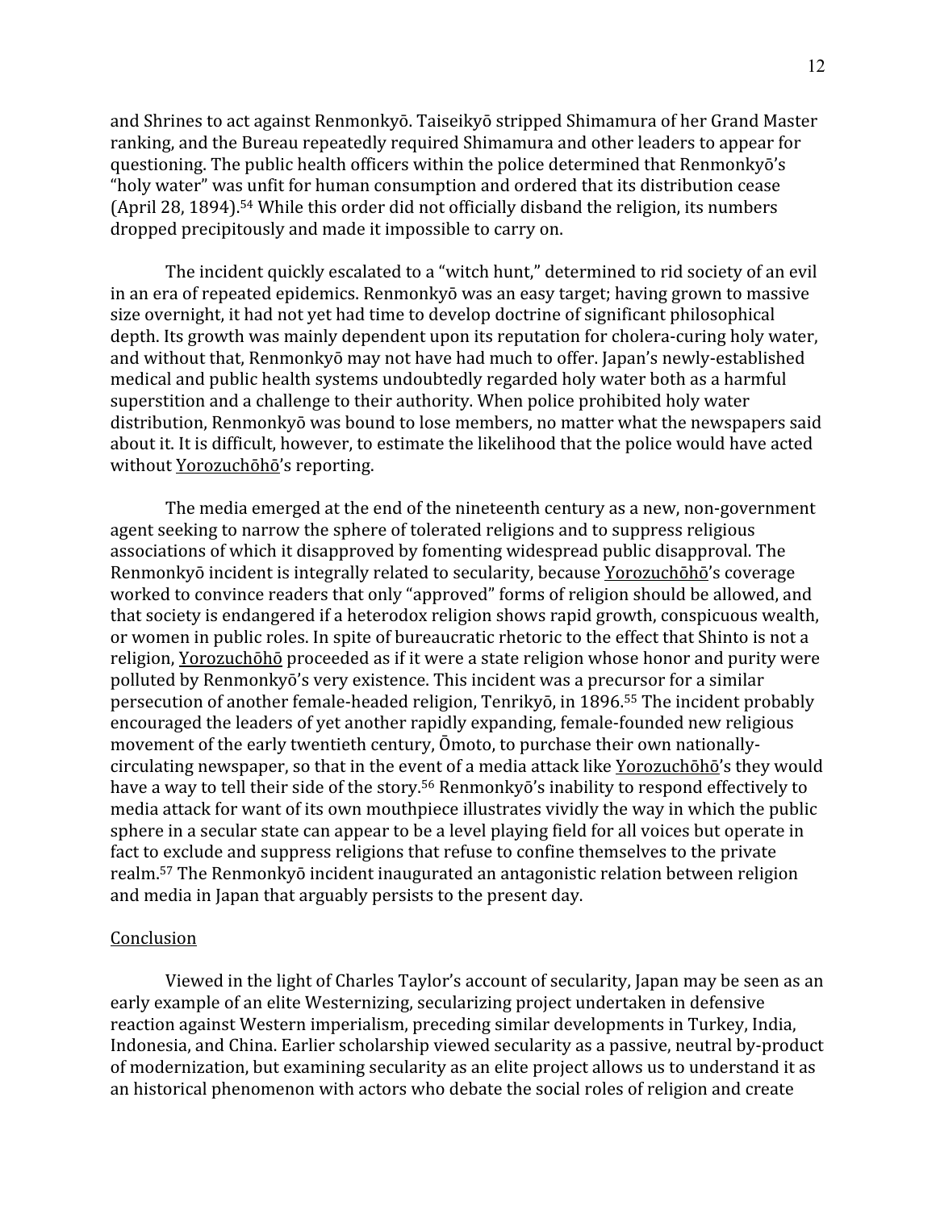and Shrines to act against Renmonkyō. Taiseikyō stripped Shimamura of her Grand Master ranking, and the Bureau repeatedly required Shimamura and other leaders to appear for questioning. The public health officers within the police determined that Renmonkyō's "holy water" was unfit for human consumption and ordered that its distribution cease (April 28, 1894).[54] While this order did not officially disband the religion, its numbers dropped precipitously and made it impossible to carry on.

The incident quickly escalated to a "witch hunt," determined to rid society of an evil in an era of repeated epidemics. Renmonkyō was an easy target; having grown to massive size overnight, it had not yet had time to develop doctrine of significant philosophical depth. Its growth was mainly dependent upon its reputation for cholera-curing holy water, and without that, Renmonkyō may not have had much to offer. Japan's newly-established medical and public health systems undoubtedly regarded holy water both as a harmful superstition and a challenge to their authority. When police prohibited holy water distribution, Renmonkyō was bound to lose members, no matter what the newspapers said about it. It is difficult, however, to estimate the likelihood that the police would have acted without <u>Yorozuchōhō</u>'s reporting.

The media emerged at the end of the nineteenth century as a new, non-government agent seeking to narrow the sphere of tolerated religions and to suppress religious associations of which it disapproved by fomenting widespread public disapproval. The Renmonkyō incident is integrally related to secularity, because <u>Yorozuchōhō</u>'s coverage worked to convince readers that only "approved" forms of religion should be allowed, and that society is endangered if a heterodox religion shows rapid growth, conspicuous wealth, or women in public roles. In spite of bureaucratic rhetoric to the effect that Shinto is not a religion, <u>Yorozuchōhō</u> proceeded as if it were a state religion whose honor and purity were polluted by Renmonkyō's very existence. This incident was a precursor for a similar persecution of another female-headed religion, Tenrikyō, in 1896.[55] The incident probably encouraged the leaders of yet another rapidly expanding, female-founded new religious movement of the early twentieth century, Ōmoto, to purchase their own nationally-circulating newspaper, so that in the event of a media attack like <u>Yorozuchōhō</u>'s they would have a way to tell their side of the story.[56] Renmonkyō's inability to respond effectively to media attack for want of its own mouthpiece illustrates vividly the way in which the public sphere in a secular state can appear to be a level playing field for all voices but operate in fact to exclude and suppress religions that refuse to confine themselves to the private realm.[57] The Renmonkyō incident inaugurated an antagonistic relation between religion and media in Japan that arguably persists to the present day.

## <u>Conclusion</u>

Viewed in the light of Charles Taylor's account of secularity, Japan may be seen as an early example of an elite Westernizing, secularizing project undertaken in defensive reaction against Western imperialism, preceding similar developments in Turkey, India, Indonesia, and China. Earlier scholarship viewed secularity as a passive, neutral by-product of modernization, but examining secularity as an elite project allows us to understand it as an historical phenomenon with actors who debate the social roles of religion and create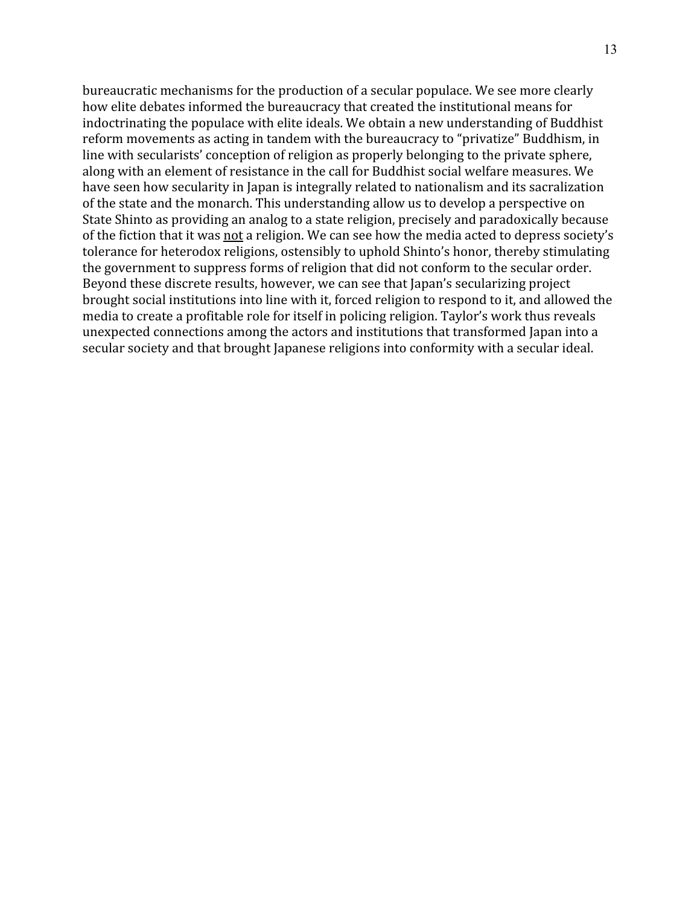bureaucratic mechanisms for the production of a secular populace. We see more clearly how elite debates informed the bureaucracy that created the institutional means for indoctrinating the populace with elite ideals. We obtain a new understanding of Buddhist reform movements as acting in tandem with the bureaucracy to "privatize" Buddhism, in line with secularists' conception of religion as properly belonging to the private sphere, along with an element of resistance in the call for Buddhist social welfare measures. We have seen how secularity in Japan is integrally related to nationalism and its sacralization of the state and the monarch. This understanding allow us to develop a perspective on State Shinto as providing an analog to a state religion, precisely and paradoxically because of the fiction that it was <u>not</u> a religion. We can see how the media acted to depress society's tolerance for heterodox religions, ostensibly to uphold Shinto's honor, thereby stimulating the government to suppress forms of religion that did not conform to the secular order. Beyond these discrete results, however, we can see that Japan's secularizing project brought social institutions into line with it, forced religion to respond to it, and allowed the media to create a profitable role for itself in policing religion. Taylor's work thus reveals unexpected connections among the actors and institutions that transformed Japan into a secular society and that brought Japanese religions into conformity with a secular ideal.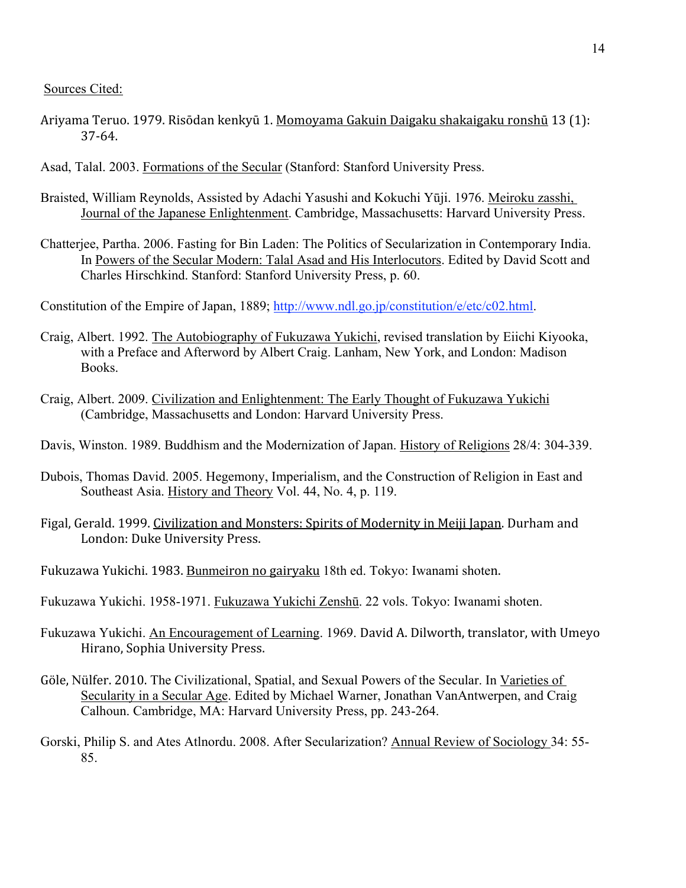Sources Cited:

Ariyama Teruo. 1979. Risōdan kenkyū 1. Momoyama Gakuin Daigaku shakaigaku ronshū 13 (1): 37-64.

Asad, Talal. 2003. Formations of the Secular (Stanford: Stanford University Press.

Braisted, William Reynolds, Assisted by Adachi Yasushi and Kokuchi Yūji. 1976. Meiroku zasshi, Journal of the Japanese Enlightenment. Cambridge, Massachusetts: Harvard University Press.

Chatterjee, Partha. 2006. Fasting for Bin Laden: The Politics of Secularization in Contemporary India. In Powers of the Secular Modern: Talal Asad and His Interlocutors. Edited by David Scott and Charles Hirschkind. Stanford: Stanford University Press, p. 60.

Constitution of the Empire of Japan, 1889; http://www.ndl.go.jp/constitution/e/etc/c02.html.

Craig, Albert. 1992. The Autobiography of Fukuzawa Yukichi, revised translation by Eiichi Kiyooka, with a Preface and Afterword by Albert Craig. Lanham, New York, and London: Madison Books.

Craig, Albert. 2009. Civilization and Enlightenment: The Early Thought of Fukuzawa Yukichi (Cambridge, Massachusetts and London: Harvard University Press.

Davis, Winston. 1989. Buddhism and the Modernization of Japan. History of Religions 28/4: 304-339.

Dubois, Thomas David. 2005. Hegemony, Imperialism, and the Construction of Religion in East and Southeast Asia. History and Theory Vol. 44, No. 4, p. 119.

Figal, Gerald. 1999. Civilization and Monsters: Spirits of Modernity in Meiji Japan. Durham and London: Duke University Press.

Fukuzawa Yukichi. 1983. Bunmeiron no gairyaku 18th ed. Tokyo: Iwanami shoten.

Fukuzawa Yukichi. 1958-1971. Fukuzawa Yukichi Zenshū. 22 vols. Tokyo: Iwanami shoten.

Fukuzawa Yukichi. An Encouragement of Learning. 1969. David A. Dilworth, translator, with Umeyo Hirano, Sophia University Press.

Göle, Nülfer. 2010. The Civilizational, Spatial, and Sexual Powers of the Secular. In Varieties of Secularity in a Secular Age. Edited by Michael Warner, Jonathan VanAntwerpen, and Craig Calhoun. Cambridge, MA: Harvard University Press, pp. 243-264.

Gorski, Philip S. and Ates Atlnordu. 2008. After Secularization? Annual Review of Sociology 34: 55-85.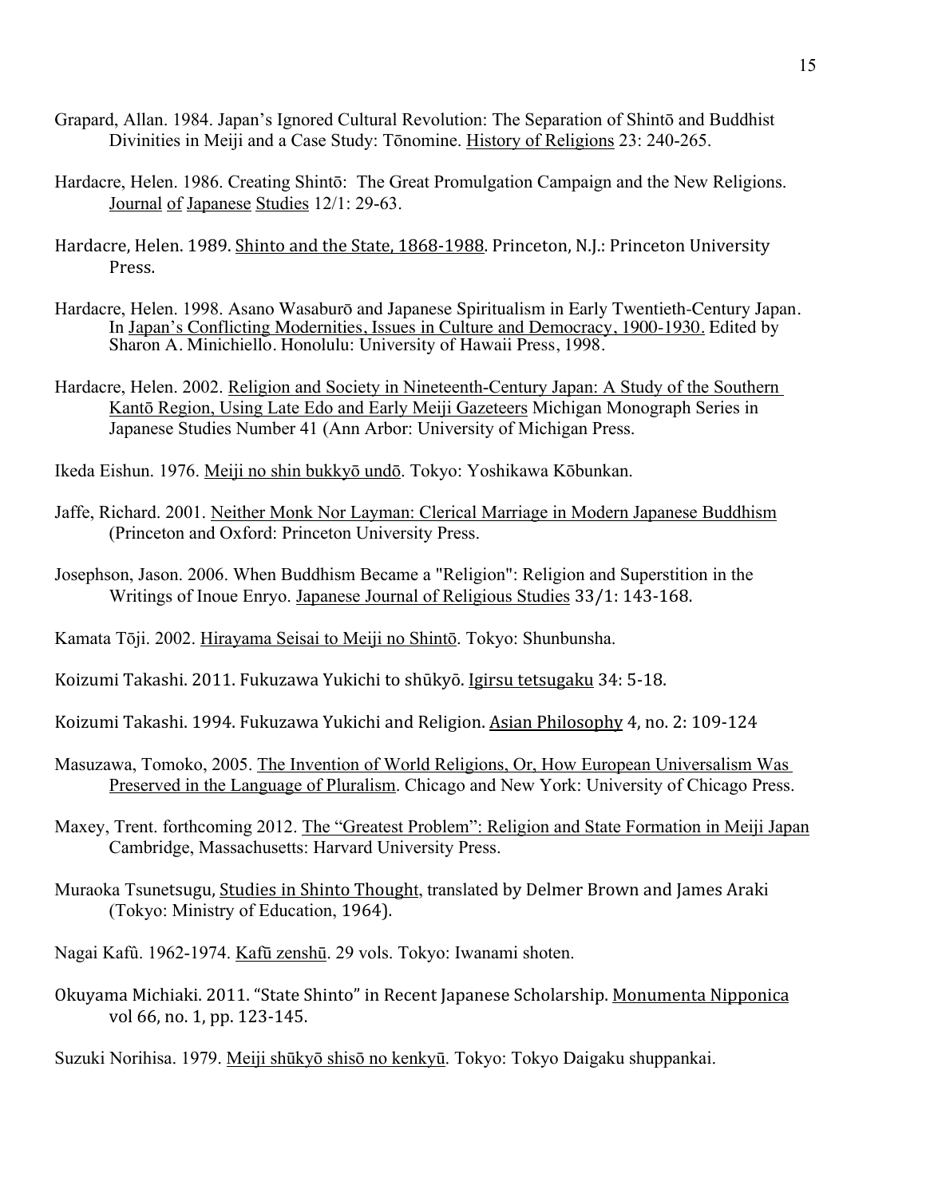Grapard, Allan. 1984. Japan's Ignored Cultural Revolution: The Separation of Shintō and Buddhist Divinities in Meiji and a Case Study: Tōnomine. History of Religions 23: 240-265.

Hardacre, Helen. 1986. Creating Shintō: The Great Promulgation Campaign and the New Religions. Journal of Japanese Studies 12/1: 29-63.

Hardacre, Helen. 1989. Shinto and the State, 1868-1988. Princeton, N.J.: Princeton University Press.

Hardacre, Helen. 1998. Asano Wasaburō and Japanese Spiritualism in Early Twentieth-Century Japan. In Japan's Conflicting Modernities, Issues in Culture and Democracy, 1900-1930. Edited by Sharon A. Minichiello. Honolulu: University of Hawaii Press, 1998.

Hardacre, Helen. 2002. Religion and Society in Nineteenth-Century Japan: A Study of the Southern Kantō Region, Using Late Edo and Early Meiji Gazeteers Michigan Monograph Series in Japanese Studies Number 41 (Ann Arbor: University of Michigan Press.

Ikeda Eishun. 1976. Meiji no shin bukkyō undō. Tokyo: Yoshikawa Kōbunkan.

Jaffe, Richard. 2001. Neither Monk Nor Layman: Clerical Marriage in Modern Japanese Buddhism (Princeton and Oxford: Princeton University Press.

Josephson, Jason. 2006. When Buddhism Became a "Religion": Religion and Superstition in the Writings of Inoue Enryo. Japanese Journal of Religious Studies 33/1: 143-168.

Kamata Tōji. 2002. Hirayama Seisai to Meiji no Shintō. Tokyo: Shunbunsha.

Koizumi Takashi. 2011. Fukuzawa Yukichi to shūkyō. Igirsu tetsugaku 34: 5-18.

Koizumi Takashi. 1994. Fukuzawa Yukichi and Religion. Asian Philosophy 4, no. 2: 109-124

Masuzawa, Tomoko, 2005. The Invention of World Religions, Or, How European Universalism Was Preserved in the Language of Pluralism. Chicago and New York: University of Chicago Press.

Maxey, Trent. forthcoming 2012. The "Greatest Problem": Religion and State Formation in Meiji Japan Cambridge, Massachusetts: Harvard University Press.

Muraoka Tsunetsugu, Studies in Shinto Thought, translated by Delmer Brown and James Araki (Tokyo: Ministry of Education, 1964).

Nagai Kafû. 1962-1974. Kafū zenshū. 29 vols. Tokyo: Iwanami shoten.

Okuyama Michiaki. 2011. "State Shinto" in Recent Japanese Scholarship. Monumenta Nipponica vol 66, no. 1, pp. 123-145.

Suzuki Norihisa. 1979. Meiji shūkyō shisō no kenkyū. Tokyo: Tokyo Daigaku shuppankai.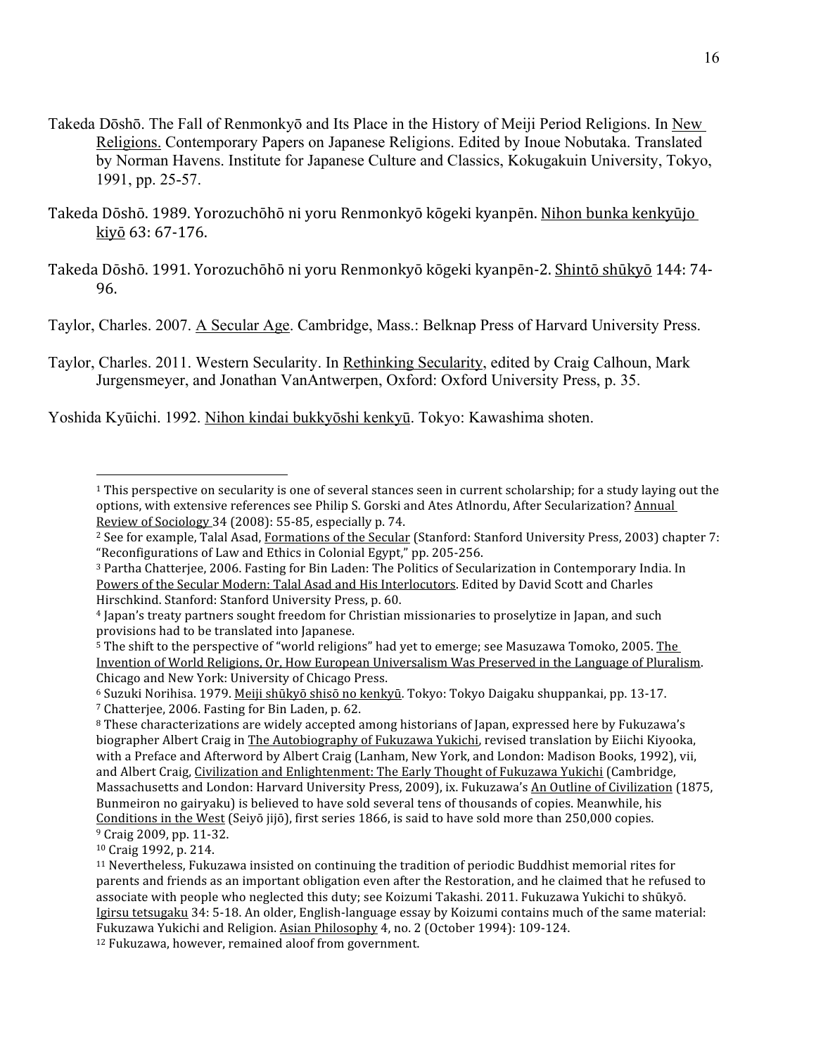Takeda Dōshō. The Fall of Renmonkyō and Its Place in the History of Meiji Period Religions. In New Religions. Contemporary Papers on Japanese Religions. Edited by Inoue Nobutaka. Translated by Norman Havens. Institute for Japanese Culture and Classics, Kokugakuin University, Tokyo, 1991, pp. 25-57.

Takeda Dōshō. 1989. Yorozuchōhō ni yoru Renmonkyō kōgeki kyanpēn. Nihon bunka kenkyūjo kiyō 63: 67-176.

Takeda Dōshō. 1991. Yorozuchōhō ni yoru Renmonkyō kōgeki kyanpēn-2. Shintō shūkyō 144: 74-96.

Taylor, Charles. 2007. A Secular Age. Cambridge, Mass.: Belknap Press of Harvard University Press.

Taylor, Charles. 2011. Western Secularity. In Rethinking Secularity, edited by Craig Calhoun, Mark Jurgensmeyer, and Jonathan VanAntwerpen, Oxford: Oxford University Press, p. 35.

Yoshida Kyūichi. 1992. Nihon kindai bukkyōshi kenkyū. Tokyo: Kawashima shoten.

---

[1] This perspective on secularity is one of several stances seen in current scholarship; for a study laying out the options, with extensive references see Philip S. Gorski and Ates Atlnordu, After Secularization? Annual Review of Sociology 34 (2008): 55-85, especially p. 74.

[2] See for example, Talal Asad, Formations of the Secular (Stanford: Stanford University Press, 2003) chapter 7: "Reconfigurations of Law and Ethics in Colonial Egypt," pp. 205-256.

[3] Partha Chatterjee, 2006. Fasting for Bin Laden: The Politics of Secularization in Contemporary India. In Powers of the Secular Modern: Talal Asad and His Interlocutors. Edited by David Scott and Charles Hirschkind. Stanford: Stanford University Press, p. 60.

[4] Japan's treaty partners sought freedom for Christian missionaries to proselytize in Japan, and such provisions had to be translated into Japanese.

[5] The shift to the perspective of "world religions" had yet to emerge; see Masuzawa Tomoko, 2005. The Invention of World Religions, Or, How European Universalism Was Preserved in the Language of Pluralism. Chicago and New York: University of Chicago Press.

[6] Suzuki Norihisa. 1979. Meiji shūkyō shisō no kenkyū. Tokyo: Tokyo Daigaku shuppankai, pp. 13-17.

[7] Chatterjee, 2006. Fasting for Bin Laden, p. 62.

[8] These characterizations are widely accepted among historians of Japan, expressed here by Fukuzawa's biographer Albert Craig in The Autobiography of Fukuzawa Yukichi, revised translation by Eiichi Kiyooka, with a Preface and Afterword by Albert Craig (Lanham, New York, and London: Madison Books, 1992), vii, and Albert Craig, Civilization and Enlightenment: The Early Thought of Fukuzawa Yukichi (Cambridge, Massachusetts and London: Harvard University Press, 2009), ix. Fukuzawa's An Outline of Civilization (1875, Bunmeiron no gairyaku) is believed to have sold several tens of thousands of copies. Meanwhile, his Conditions in the West (Seiyō jijō), first series 1866, is said to have sold more than 250,000 copies.

[9] Craig 2009, pp. 11-32.

[10] Craig 1992, p. 214.

[11] Nevertheless, Fukuzawa insisted on continuing the tradition of periodic Buddhist memorial rites for parents and friends as an important obligation even after the Restoration, and he claimed that he refused to associate with people who neglected this duty; see Koizumi Takashi. 2011. Fukuzawa Yukichi to shūkyō. Igirsu tetsugaku 34: 5-18. An older, English-language essay by Koizumi contains much of the same material: Fukuzawa Yukichi and Religion. Asian Philosophy 4, no. 2 (October 1994): 109-124.

[12] Fukuzawa, however, remained aloof from government.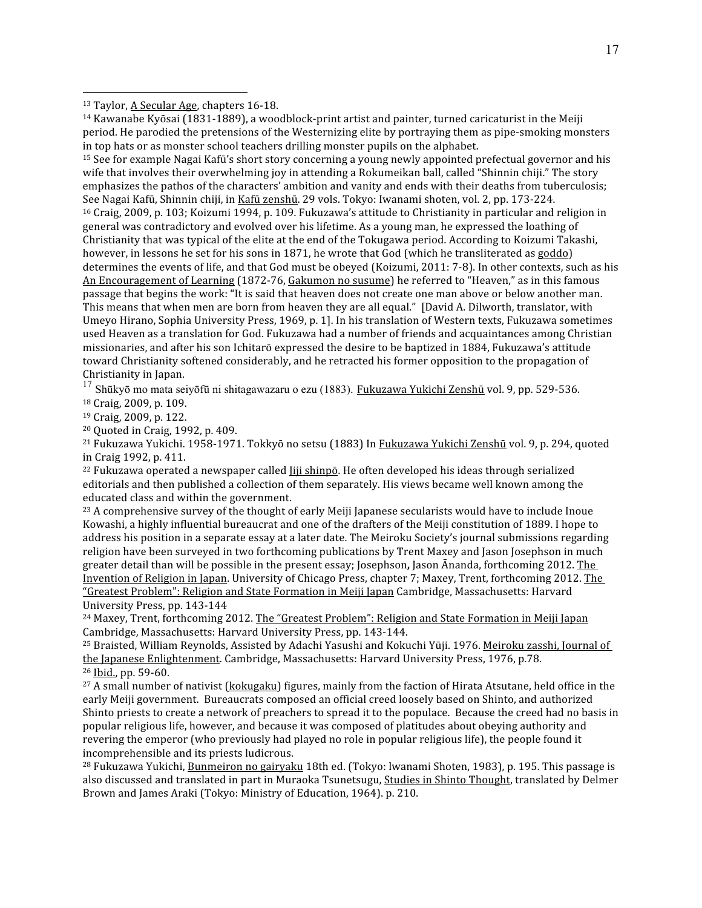[13] Taylor, A Secular Age, chapters 16-18.

[14] Kawanabe Kyōsai (1831-1889), a woodblock-print artist and painter, turned caricaturist in the Meiji period. He parodied the pretensions of the Westernizing elite by portraying them as pipe-smoking monsters in top hats or as monster school teachers drilling monster pupils on the alphabet.

[15] See for example Nagai Kafū's short story concerning a young newly appointed prefectual governor and his wife that involves their overwhelming joy in attending a Rokumeikan ball, called "Shinnin chiji." The story emphasizes the pathos of the characters' ambition and vanity and ends with their deaths from tuberculosis; See Nagai Kafū, Shinnin chiji, in Kafū zenshū. 29 vols. Tokyo: Iwanami shoten, vol. 2, pp. 173-224.

[16] Craig, 2009, p. 103; Koizumi 1994, p. 109. Fukuzawa's attitude to Christianity in particular and religion in general was contradictory and evolved over his lifetime. As a young man, he expressed the loathing of Christianity that was typical of the elite at the end of the Tokugawa period. According to Koizumi Takashi, however, in lessons he set for his sons in 1871, he wrote that God (which he transliterated as goddo) determines the events of life, and that God must be obeyed (Koizumi, 2011: 7-8). In other contexts, such as his An Encouragement of Learning (1872-76, Gakumon no susume) he referred to "Heaven," as in this famous passage that begins the work: "It is said that heaven does not create one man above or below another man. This means that when men are born from heaven they are all equal." [David A. Dilworth, translator, with Umeyo Hirano, Sophia University Press, 1969, p. 1]. In his translation of Western texts, Fukuzawa sometimes used Heaven as a translation for God. Fukuzawa had a number of friends and acquaintances among Christian missionaries, and after his son Ichitarō expressed the desire to be baptized in 1884, Fukuzawa's attitude toward Christianity softened considerably, and he retracted his former opposition to the propagation of Christianity in Japan.

[17] Shūkyō mo mata seiyōfū ni shitagawazaru o ezu (1883). Fukuzawa Yukichi Zenshū vol. 9, pp. 529-536.

[18] Craig, 2009, p. 109.

[19] Craig, 2009, p. 122.

[20] Quoted in Craig, 1992, p. 409.

[21] Fukuzawa Yukichi. 1958-1971. Tokkyō no setsu (1883) In Fukuzawa Yukichi Zenshū vol. 9, p. 294, quoted in Craig 1992, p. 411.

[22] Fukuzawa operated a newspaper called Jiji shinpō. He often developed his ideas through serialized editorials and then published a collection of them separately. His views became well known among the educated class and within the government.

[23] A comprehensive survey of the thought of early Meiji Japanese secularists would have to include Inoue Kowashi, a highly influential bureaucrat and one of the drafters of the Meiji constitution of 1889. I hope to address his position in a separate essay at a later date. The Meiroku Society's journal submissions regarding religion have been surveyed in two forthcoming publications by Trent Maxey and Jason Josephson in much greater detail than will be possible in the present essay; Josephson**,** Jason Ānanda, forthcoming 2012. The Invention of Religion in Japan. University of Chicago Press, chapter 7; Maxey, Trent, forthcoming 2012. The "Greatest Problem": Religion and State Formation in Meiji Japan Cambridge, Massachusetts: Harvard University Press, pp. 143-144

[24] Maxey, Trent, forthcoming 2012. The "Greatest Problem": Religion and State Formation in Meiji Japan Cambridge, Massachusetts: Harvard University Press, pp. 143-144.

[25] Braisted, William Reynolds, Assisted by Adachi Yasushi and Kokuchi Yūji. 1976. Meiroku zasshi, Journal of the Japanese Enlightenment. Cambridge, Massachusetts: Harvard University Press, 1976, p.78.

[26] Ibid., pp. 59-60.

[27] A small number of nativist (kokugaku) figures, mainly from the faction of Hirata Atsutane, held office in the early Meiji government. Bureaucrats composed an official creed loosely based on Shinto, and authorized Shinto priests to create a network of preachers to spread it to the populace. Because the creed had no basis in popular religious life, however, and because it was composed of platitudes about obeying authority and revering the emperor (who previously had played no role in popular religious life), the people found it incomprehensible and its priests ludicrous.

[28] Fukuzawa Yukichi, Bunmeiron no gairyaku 18th ed. (Tokyo: lwanami Shoten, 1983), p. 195. This passage is also discussed and translated in part in Muraoka Tsunetsugu, Studies in Shinto Thought, translated by Delmer Brown and James Araki (Tokyo: Ministry of Education, 1964). p. 210.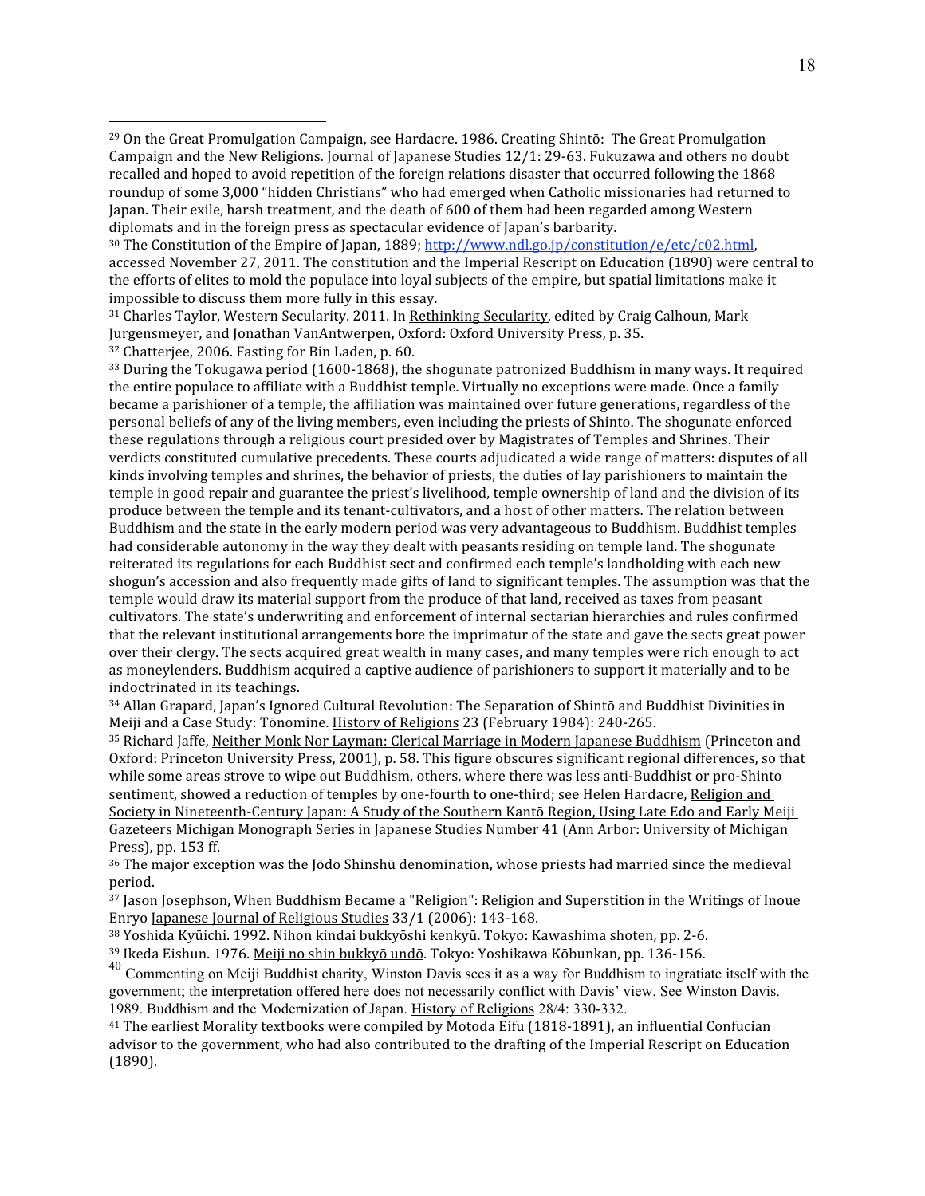[29] On the Great Promulgation Campaign, see Hardacre. 1986. Creating Shintō: The Great Promulgation Campaign and the New Religions. Journal of Japanese Studies 12/1: 29-63. Fukuzawa and others no doubt recalled and hoped to avoid repetition of the foreign relations disaster that occurred following the 1868 roundup of some 3,000 "hidden Christians" who had emerged when Catholic missionaries had returned to Japan. Their exile, harsh treatment, and the death of 600 of them had been regarded among Western diplomats and in the foreign press as spectacular evidence of Japan's barbarity.

[30] The Constitution of the Empire of Japan, 1889; http://www.ndl.go.jp/constitution/e/etc/c02.html, accessed November 27, 2011. The constitution and the Imperial Rescript on Education (1890) were central to the efforts of elites to mold the populace into loyal subjects of the empire, but spatial limitations make it impossible to discuss them more fully in this essay.

[31] Charles Taylor, Western Secularity. 2011. In Rethinking Secularity, edited by Craig Calhoun, Mark Jurgensmeyer, and Jonathan VanAntwerpen, Oxford: Oxford University Press, p. 35.

[32] Chatterjee, 2006. Fasting for Bin Laden, p. 60.

[33] During the Tokugawa period (1600-1868), the shogunate patronized Buddhism in many ways. It required the entire populace to affiliate with a Buddhist temple. Virtually no exceptions were made. Once a family became a parishioner of a temple, the affiliation was maintained over future generations, regardless of the personal beliefs of any of the living members, even including the priests of Shinto. The shogunate enforced these regulations through a religious court presided over by Magistrates of Temples and Shrines. Their verdicts constituted cumulative precedents. These courts adjudicated a wide range of matters: disputes of all kinds involving temples and shrines, the behavior of priests, the duties of lay parishioners to maintain the temple in good repair and guarantee the priest's livelihood, temple ownership of land and the division of its produce between the temple and its tenant-cultivators, and a host of other matters. The relation between Buddhism and the state in the early modern period was very advantageous to Buddhism. Buddhist temples had considerable autonomy in the way they dealt with peasants residing on temple land. The shogunate reiterated its regulations for each Buddhist sect and confirmed each temple's landholding with each new shogun's accession and also frequently made gifts of land to significant temples. The assumption was that the temple would draw its material support from the produce of that land, received as taxes from peasant cultivators. The state's underwriting and enforcement of internal sectarian hierarchies and rules confirmed that the relevant institutional arrangements bore the imprimatur of the state and gave the sects great power over their clergy. The sects acquired great wealth in many cases, and many temples were rich enough to act as moneylenders. Buddhism acquired a captive audience of parishioners to support it materially and to be indoctrinated in its teachings.

[34] Allan Grapard, Japan's Ignored Cultural Revolution: The Separation of Shintō and Buddhist Divinities in Meiji and a Case Study: Tōnomine. History of Religions 23 (February 1984): 240-265.

[35] Richard Jaffe, Neither Monk Nor Layman: Clerical Marriage in Modern Japanese Buddhism (Princeton and Oxford: Princeton University Press, 2001), p. 58. This figure obscures significant regional differences, so that while some areas strove to wipe out Buddhism, others, where there was less anti-Buddhist or pro-Shinto sentiment, showed a reduction of temples by one-fourth to one-third; see Helen Hardacre, Religion and Society in Nineteenth-Century Japan: A Study of the Southern Kantō Region, Using Late Edo and Early Meiji Gazeteers Michigan Monograph Series in Japanese Studies Number 41 (Ann Arbor: University of Michigan Press), pp. 153 ff.

[36] The major exception was the Jōdo Shinshū denomination, whose priests had married since the medieval period.

[37] Jason Josephson, When Buddhism Became a "Religion": Religion and Superstition in the Writings of Inoue Enryo Japanese Journal of Religious Studies 33/1 (2006): 143-168.

[38] Yoshida Kyūichi. 1992. Nihon kindai bukkyōshi kenkyū. Tokyo: Kawashima shoten, pp. 2-6.

[39] Ikeda Eishun. 1976. Meiji no shin bukkyō undō. Tokyo: Yoshikawa Kōbunkan, pp. 136-156.

[40] Commenting on Meiji Buddhist charity, Winston Davis sees it as a way for Buddhism to ingratiate itself with the government; the interpretation offered here does not necessarily conflict with Davis' view. See Winston Davis. 1989. Buddhism and the Modernization of Japan. History of Religions 28/4: 330-332.

[41] The earliest Morality textbooks were compiled by Motoda Eifu (1818-1891), an influential Confucian advisor to the government, who had also contributed to the drafting of the Imperial Rescript on Education (1890).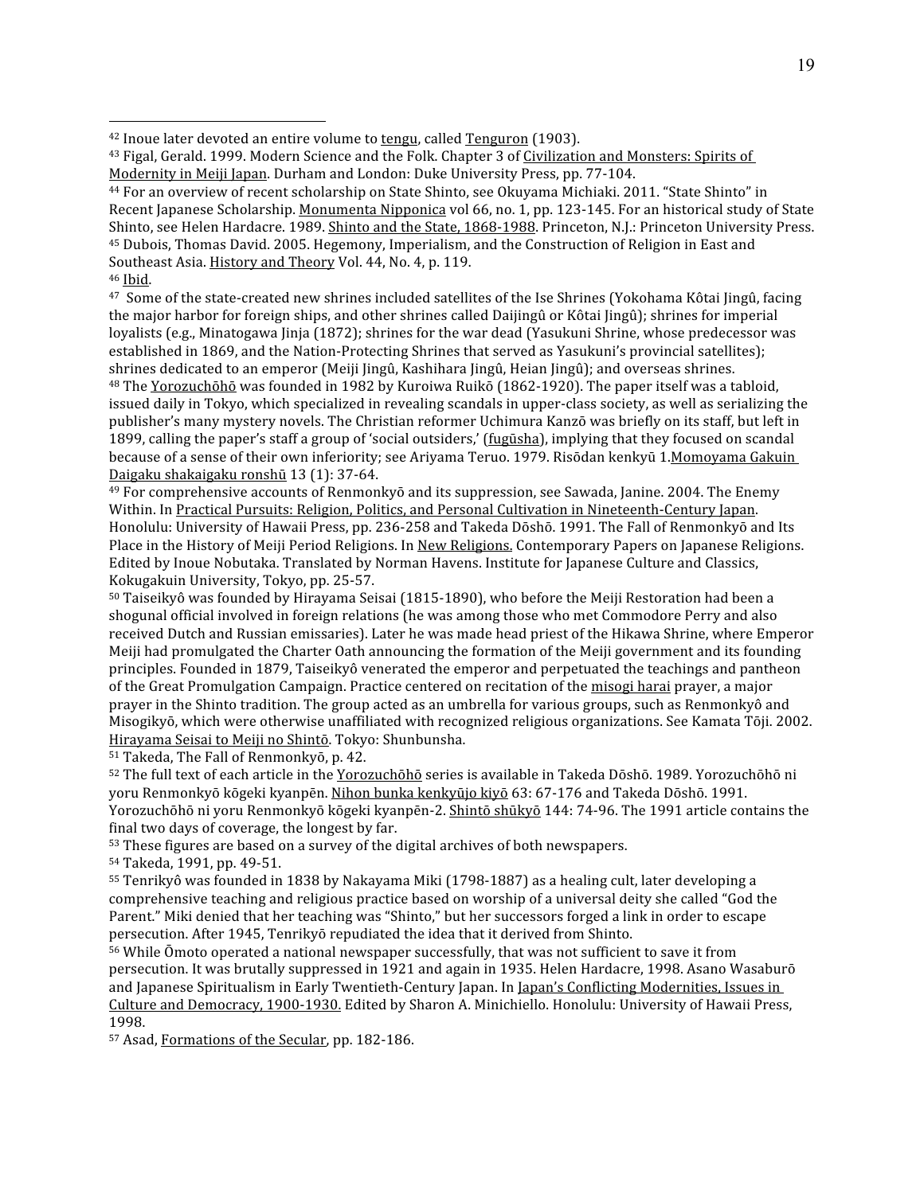[42] Inoue later devoted an entire volume to tengu, called Tenguron (1903).

[43] Figal, Gerald. 1999. Modern Science and the Folk. Chapter 3 of Civilization and Monsters: Spirits of Modernity in Meiji Japan. Durham and London: Duke University Press, pp. 77-104.

[44] For an overview of recent scholarship on State Shinto, see Okuyama Michiaki. 2011. "State Shinto" in Recent Japanese Scholarship. Monumenta Nipponica vol 66, no. 1, pp. 123-145. For an historical study of State Shinto, see Helen Hardacre. 1989. Shinto and the State, 1868-1988. Princeton, N.J.: Princeton University Press.

[45] Dubois, Thomas David. 2005. Hegemony, Imperialism, and the Construction of Religion in East and Southeast Asia. History and Theory Vol. 44, No. 4, p. 119.

[46] Ibid.

[47] Some of the state-created new shrines included satellites of the Ise Shrines (Yokohama Kôtai Jingû, facing the major harbor for foreign ships, and other shrines called Daijingû or Kôtai Jingû); shrines for imperial loyalists (e.g., Minatogawa Jinja (1872); shrines for the war dead (Yasukuni Shrine, whose predecessor was established in 1869, and the Nation-Protecting Shrines that served as Yasukuni's provincial satellites); shrines dedicated to an emperor (Meiji Jingû, Kashihara Jingû, Heian Jingû); and overseas shrines.

[48] The Yorozuchōhō was founded in 1982 by Kuroiwa Ruikō (1862-1920). The paper itself was a tabloid, issued daily in Tokyo, which specialized in revealing scandals in upper-class society, as well as serializing the publisher's many mystery novels. The Christian reformer Uchimura Kanzō was briefly on its staff, but left in 1899, calling the paper's staff a group of 'social outsiders,' (fugūsha), implying that they focused on scandal because of a sense of their own inferiority; see Ariyama Teruo. 1979. Risōdan kenkyū 1.Momoyama Gakuin Daigaku shakaigaku ronshū 13 (1): 37-64.

[49] For comprehensive accounts of Renmonkyō and its suppression, see Sawada, Janine. 2004. The Enemy Within. In Practical Pursuits: Religion, Politics, and Personal Cultivation in Nineteenth-Century Japan. Honolulu: University of Hawaii Press, pp. 236-258 and Takeda Dōshō. 1991. The Fall of Renmonkyō and Its Place in the History of Meiji Period Religions. In New Religions. Contemporary Papers on Japanese Religions. Edited by Inoue Nobutaka. Translated by Norman Havens. Institute for Japanese Culture and Classics, Kokugakuin University, Tokyo, pp. 25-57.

[50] Taiseikyô was founded by Hirayama Seisai (1815-1890), who before the Meiji Restoration had been a shogunal official involved in foreign relations (he was among those who met Commodore Perry and also received Dutch and Russian emissaries). Later he was made head priest of the Hikawa Shrine, where Emperor Meiji had promulgated the Charter Oath announcing the formation of the Meiji government and its founding principles. Founded in 1879, Taiseikyô venerated the emperor and perpetuated the teachings and pantheon of the Great Promulgation Campaign. Practice centered on recitation of the misogi harai prayer, a major prayer in the Shinto tradition. The group acted as an umbrella for various groups, such as Renmonkyô and Misogikyō, which were otherwise unaffiliated with recognized religious organizations. See Kamata Tōji. 2002. Hirayama Seisai to Meiji no Shintō. Tokyo: Shunbunsha.

[51] Takeda, The Fall of Renmonkyō, p. 42.

[52] The full text of each article in the Yorozuchōhō series is available in Takeda Dōshō. 1989. Yorozuchōhō ni yoru Renmonkyō kōgeki kyanpēn. Nihon bunka kenkyūjo kiyō 63: 67-176 and Takeda Dōshō. 1991. Yorozuchōhō ni yoru Renmonkyō kōgeki kyanpēn-2. Shintō shūkyō 144: 74-96. The 1991 article contains the final two days of coverage, the longest by far.

[53] These figures are based on a survey of the digital archives of both newspapers.

[54] Takeda, 1991, pp. 49-51.

[55] Tenrikyô was founded in 1838 by Nakayama Miki (1798-1887) as a healing cult, later developing a comprehensive teaching and religious practice based on worship of a universal deity she called "God the Parent." Miki denied that her teaching was "Shinto," but her successors forged a link in order to escape persecution. After 1945, Tenrikyō repudiated the idea that it derived from Shinto.

[56] While Ōmoto operated a national newspaper successfully, that was not sufficient to save it from persecution. It was brutally suppressed in 1921 and again in 1935. Helen Hardacre, 1998. Asano Wasaburō and Japanese Spiritualism in Early Twentieth-Century Japan. In Japan's Conflicting Modernities, Issues in Culture and Democracy, 1900-1930. Edited by Sharon A. Minichiello. Honolulu: University of Hawaii Press, 1998.

[57] Asad, Formations of the Secular, pp. 182-186.